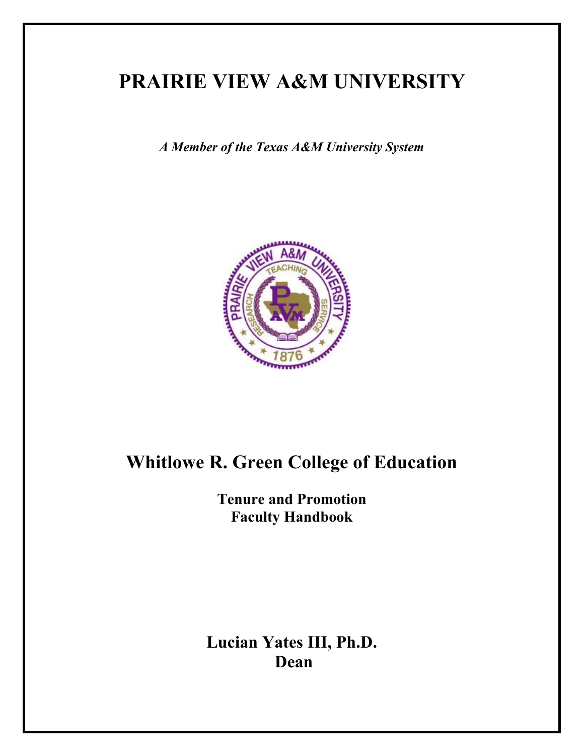# PRAIRIE VIEW A&M UNIVERSITY

***A Member of the Texas A&M University System***

## Whitlowe R. Green College of Education

### Tenure and Promotion
### Faculty Handbook

**Lucian Yates III, Ph.D.**
**Dean**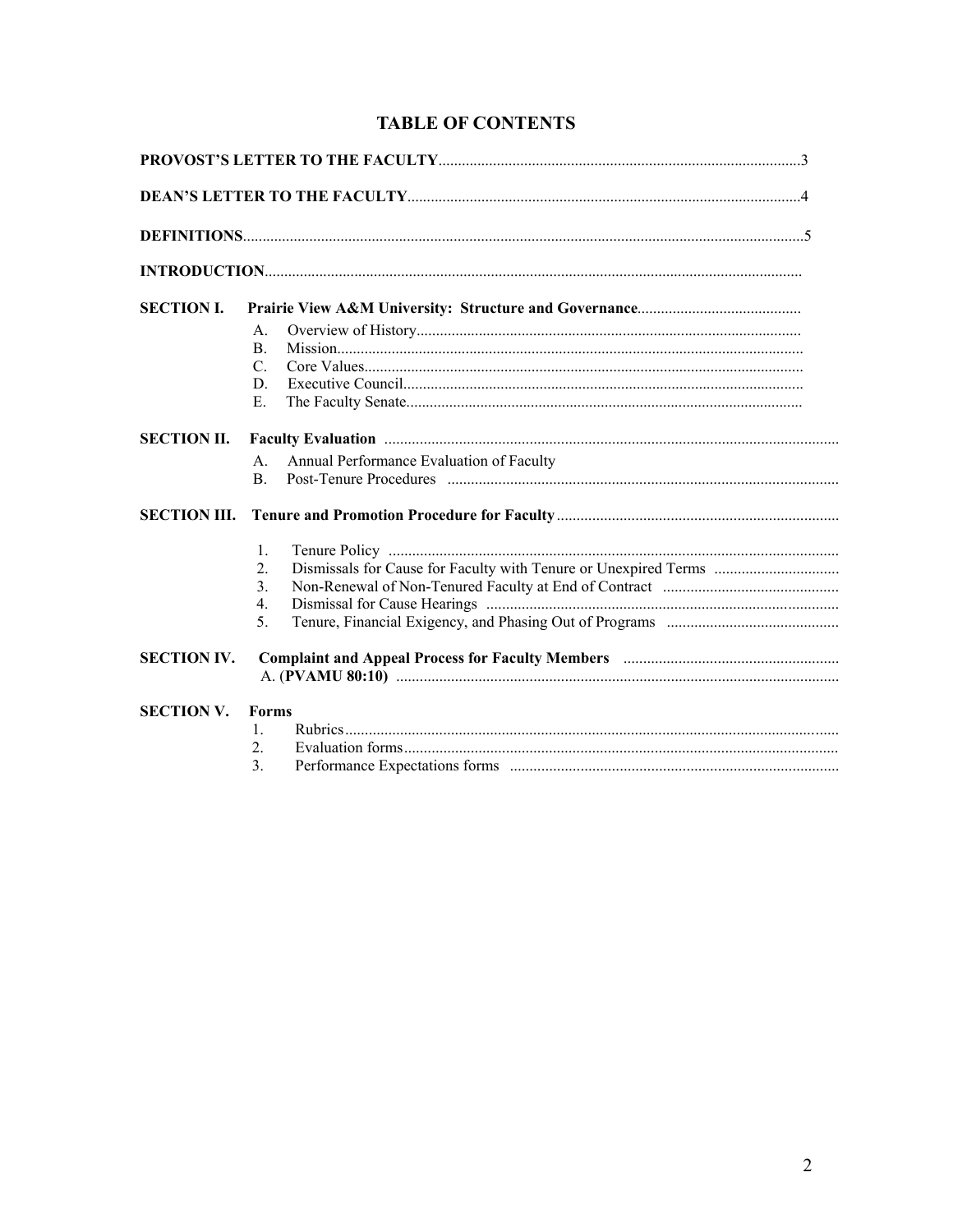# TABLE OF CONTENTS

**PROVOST'S LETTER TO THE FACULTY** .......... 3

**DEAN'S LETTER TO THE FACULTY** .......... 4

**DEFINITIONS** .......... 5

**INTRODUCTION** ..........

**SECTION I.** **Prairie View A&M University: Structure and Governance** ..........

- A. Overview of History ..........
- B. Mission ..........
- C. Core Values ..........
- D. Executive Council ..........
- E. The Faculty Senate ..........

**SECTION II.** **Faculty Evaluation** ..........

- A. Annual Performance Evaluation of Faculty
- B. Post-Tenure Procedures ..........

**SECTION III.** **Tenure and Promotion Procedure for Faculty** ..........

1. Tenure Policy ..........
2. Dismissals for Cause for Faculty with Tenure or Unexpired Terms ..........
3. Non-Renewal of Non-Tenured Faculty at End of Contract ..........
4. Dismissal for Cause Hearings ..........
5. Tenure, Financial Exigency, and Phasing Out of Programs ..........

**SECTION IV.** **Complaint and Appeal Process for Faculty Members** ..........

A. (**PVAMU 80:10**) ..........

**SECTION V.** **Forms**

1. Rubrics ..........
2. Evaluation forms ..........
3. Performance Expectations forms ..........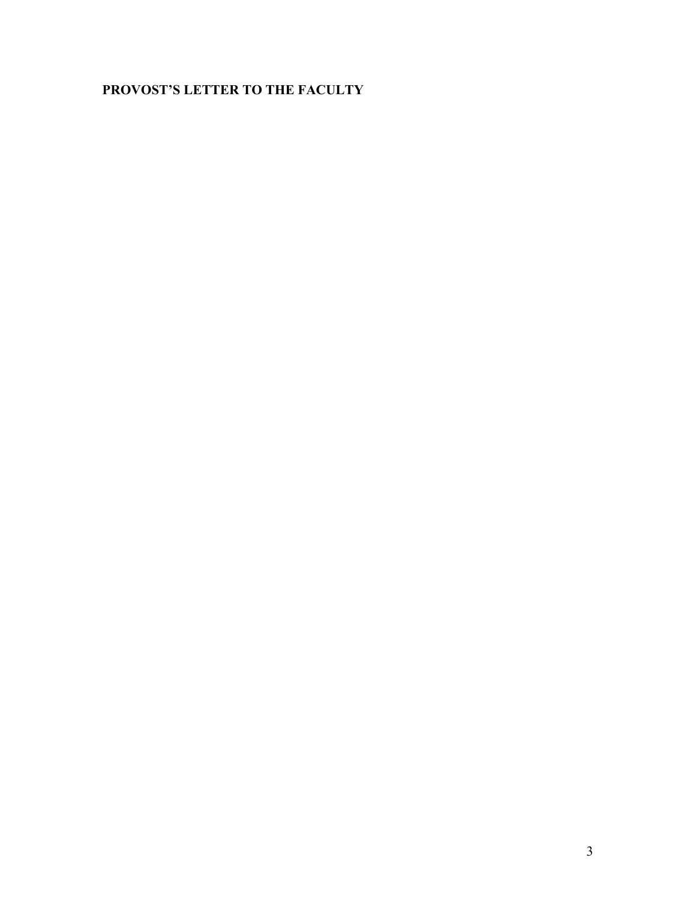**PROVOST'S LETTER TO THE FACULTY**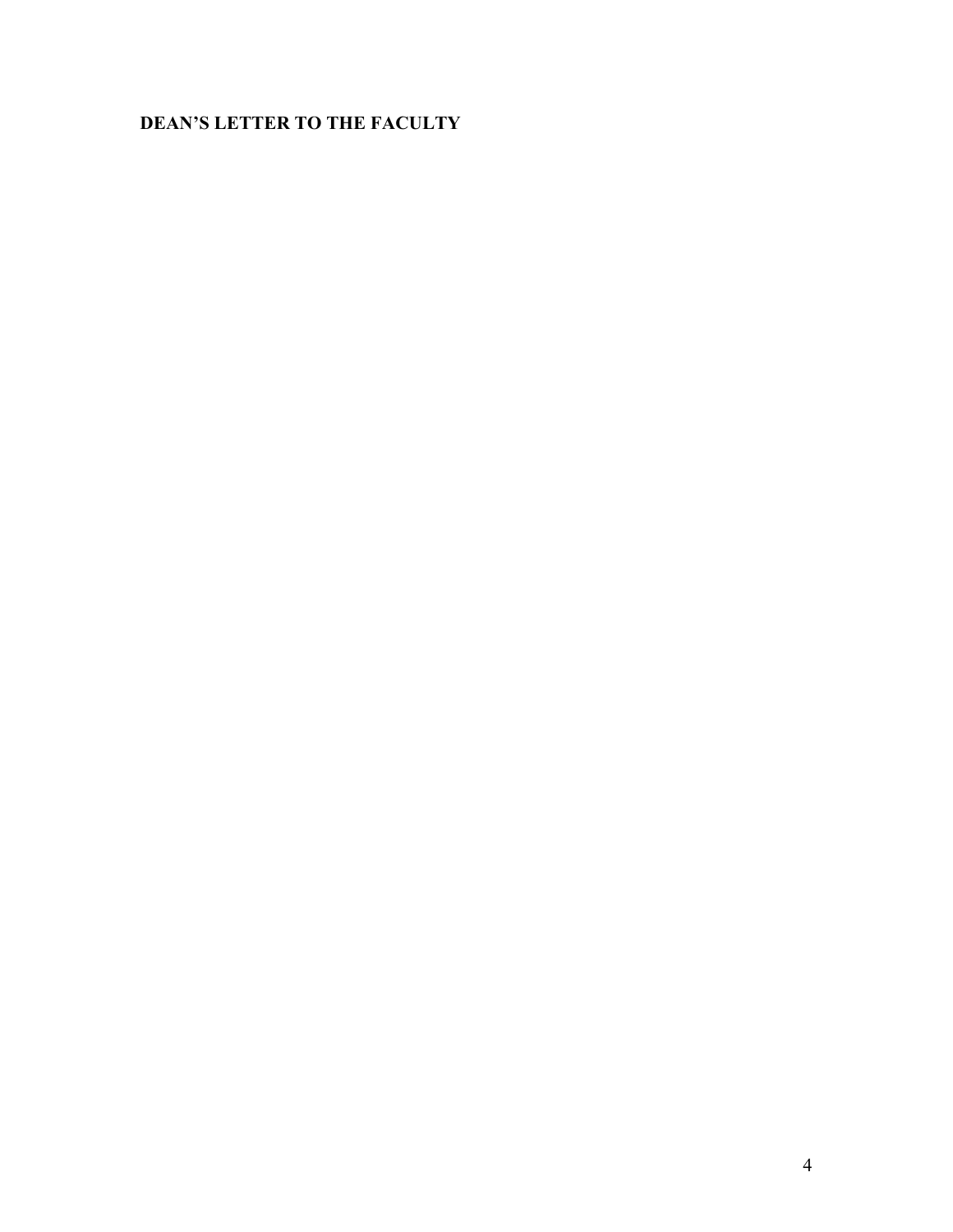## DEAN'S LETTER TO THE FACULTY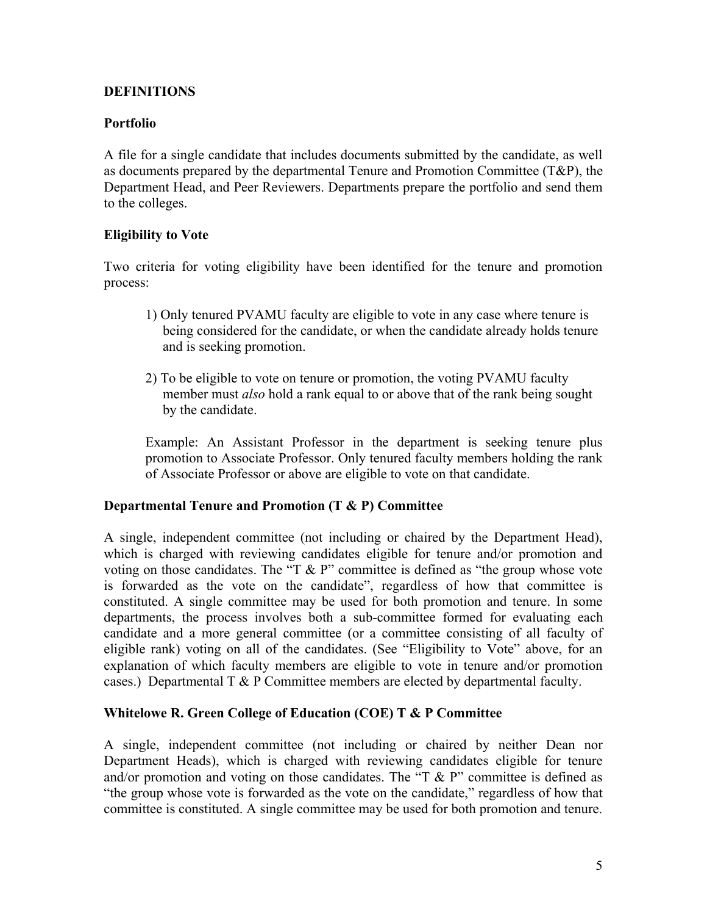## DEFINITIONS

### Portfolio

A file for a single candidate that includes documents submitted by the candidate, as well as documents prepared by the departmental Tenure and Promotion Committee (T&P), the Department Head, and Peer Reviewers. Departments prepare the portfolio and send them to the colleges.

### Eligibility to Vote

Two criteria for voting eligibility have been identified for the tenure and promotion process:

1) Only tenured PVAMU faculty are eligible to vote in any case where tenure is being considered for the candidate, or when the candidate already holds tenure and is seeking promotion.

2) To be eligible to vote on tenure or promotion, the voting PVAMU faculty member must *also* hold a rank equal to or above that of the rank being sought by the candidate.

Example: An Assistant Professor in the department is seeking tenure plus promotion to Associate Professor. Only tenured faculty members holding the rank of Associate Professor or above are eligible to vote on that candidate.

### Departmental Tenure and Promotion (T & P) Committee

A single, independent committee (not including or chaired by the Department Head), which is charged with reviewing candidates eligible for tenure and/or promotion and voting on those candidates. The "T & P" committee is defined as "the group whose vote is forwarded as the vote on the candidate", regardless of how that committee is constituted. A single committee may be used for both promotion and tenure. In some departments, the process involves both a sub-committee formed for evaluating each candidate and a more general committee (or a committee consisting of all faculty of eligible rank) voting on all of the candidates. (See "Eligibility to Vote" above, for an explanation of which faculty members are eligible to vote in tenure and/or promotion cases.) Departmental T & P Committee members are elected by departmental faculty.

### Whitelowe R. Green College of Education (COE) T & P Committee

A single, independent committee (not including or chaired by neither Dean nor Department Heads), which is charged with reviewing candidates eligible for tenure and/or promotion and voting on those candidates. The "T & P" committee is defined as "the group whose vote is forwarded as the vote on the candidate," regardless of how that committee is constituted. A single committee may be used for both promotion and tenure.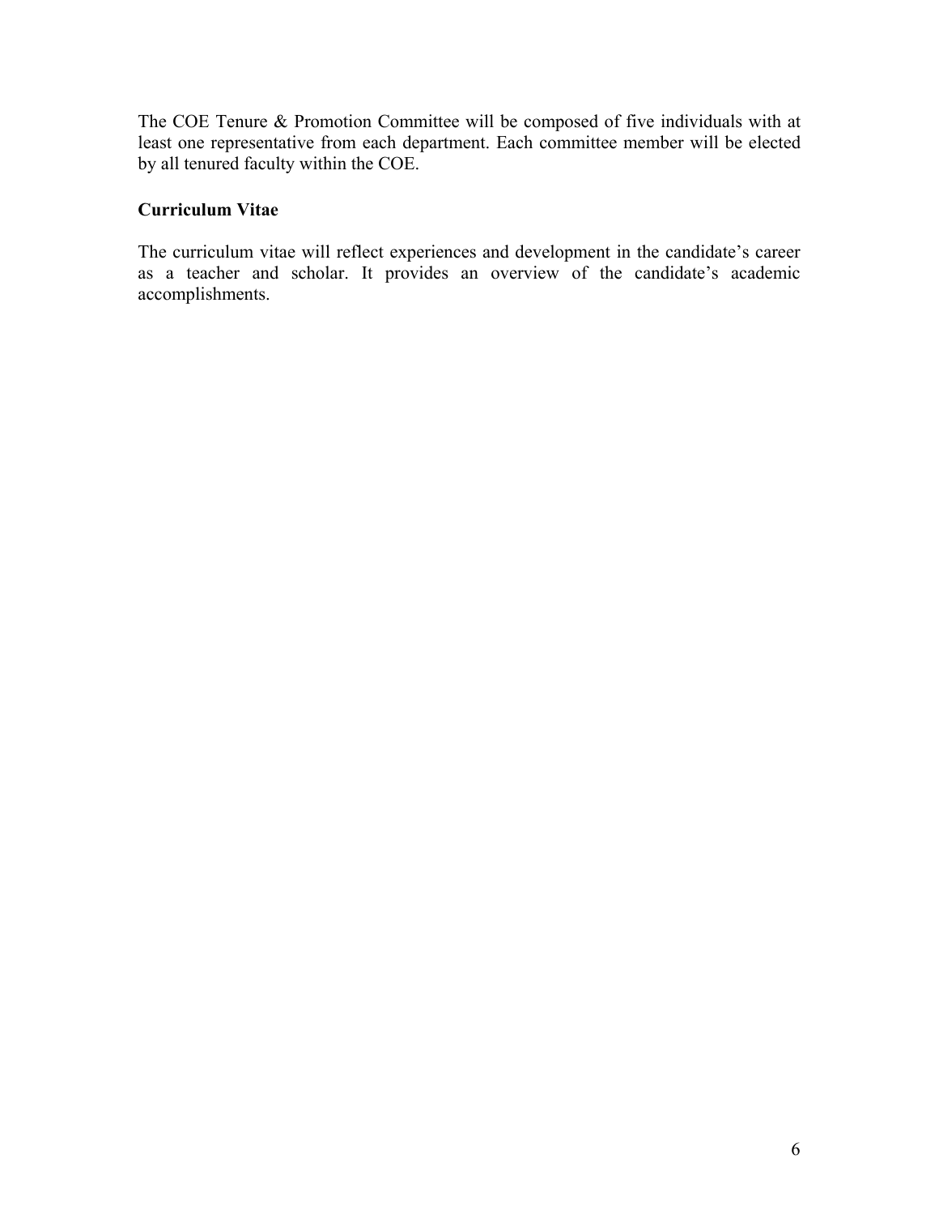The COE Tenure & Promotion Committee will be composed of five individuals with at least one representative from each department. Each committee member will be elected by all tenured faculty within the COE.

**Curriculum Vitae**

The curriculum vitae will reflect experiences and development in the candidate's career as a teacher and scholar. It provides an overview of the candidate's academic accomplishments.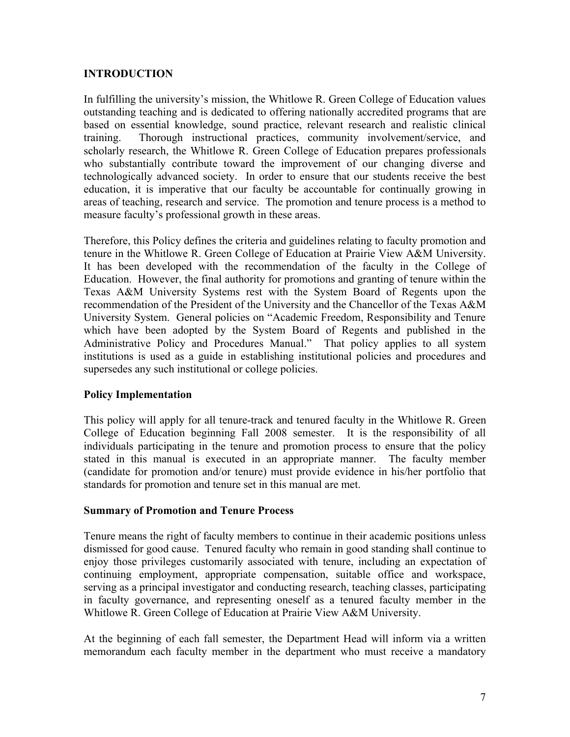## INTRODUCTION

In fulfilling the university's mission, the Whitlowe R. Green College of Education values outstanding teaching and is dedicated to offering nationally accredited programs that are based on essential knowledge, sound practice, relevant research and realistic clinical training. Thorough instructional practices, community involvement/service, and scholarly research, the Whitlowe R. Green College of Education prepares professionals who substantially contribute toward the improvement of our changing diverse and technologically advanced society. In order to ensure that our students receive the best education, it is imperative that our faculty be accountable for continually growing in areas of teaching, research and service. The promotion and tenure process is a method to measure faculty's professional growth in these areas.

Therefore, this Policy defines the criteria and guidelines relating to faculty promotion and tenure in the Whitlowe R. Green College of Education at Prairie View A&M University. It has been developed with the recommendation of the faculty in the College of Education. However, the final authority for promotions and granting of tenure within the Texas A&M University Systems rest with the System Board of Regents upon the recommendation of the President of the University and the Chancellor of the Texas A&M University System. General policies on "Academic Freedom, Responsibility and Tenure which have been adopted by the System Board of Regents and published in the Administrative Policy and Procedures Manual." That policy applies to all system institutions is used as a guide in establishing institutional policies and procedures and supersedes any such institutional or college policies.

### Policy Implementation

This policy will apply for all tenure-track and tenured faculty in the Whitlowe R. Green College of Education beginning Fall 2008 semester. It is the responsibility of all individuals participating in the tenure and promotion process to ensure that the policy stated in this manual is executed in an appropriate manner. The faculty member (candidate for promotion and/or tenure) must provide evidence in his/her portfolio that standards for promotion and tenure set in this manual are met.

### Summary of Promotion and Tenure Process

Tenure means the right of faculty members to continue in their academic positions unless dismissed for good cause. Tenured faculty who remain in good standing shall continue to enjoy those privileges customarily associated with tenure, including an expectation of continuing employment, appropriate compensation, suitable office and workspace, serving as a principal investigator and conducting research, teaching classes, participating in faculty governance, and representing oneself as a tenured faculty member in the Whitlowe R. Green College of Education at Prairie View A&M University.

At the beginning of each fall semester, the Department Head will inform via a written memorandum each faculty member in the department who must receive a mandatory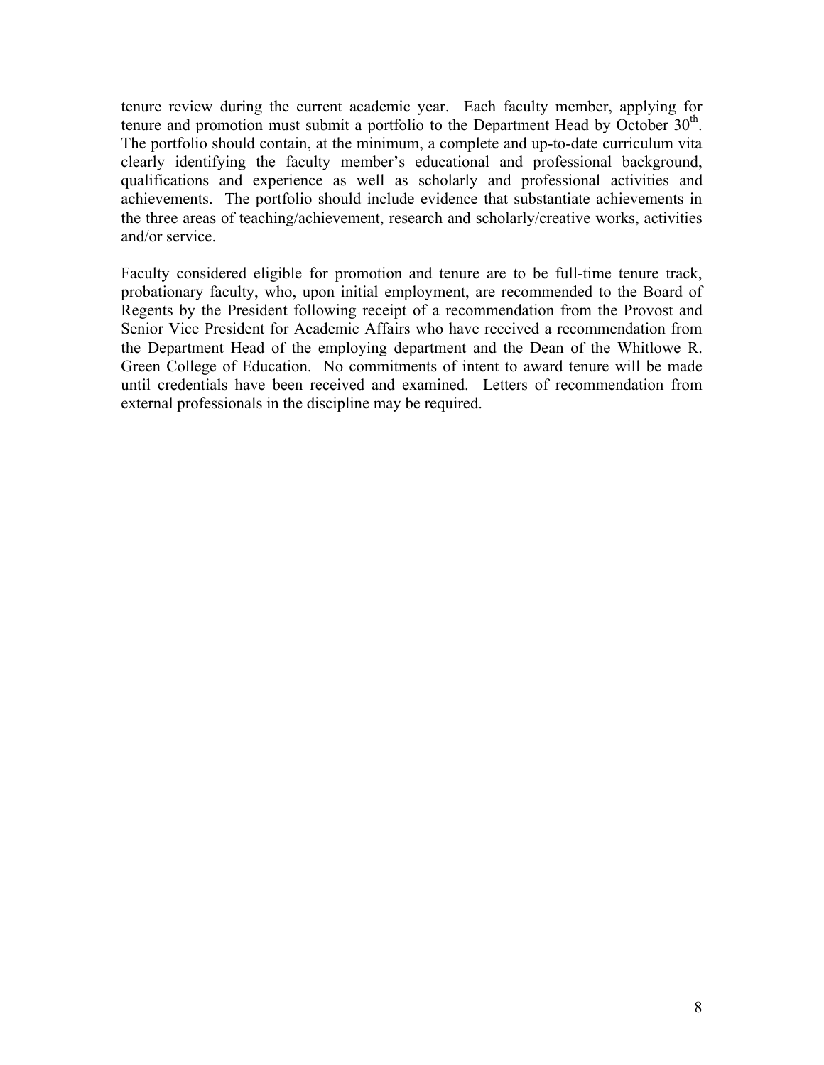tenure review during the current academic year. Each faculty member, applying for tenure and promotion must submit a portfolio to the Department Head by October 30th. The portfolio should contain, at the minimum, a complete and up-to-date curriculum vita clearly identifying the faculty member's educational and professional background, qualifications and experience as well as scholarly and professional activities and achievements. The portfolio should include evidence that substantiate achievements in the three areas of teaching/achievement, research and scholarly/creative works, activities and/or service.

Faculty considered eligible for promotion and tenure are to be full-time tenure track, probationary faculty, who, upon initial employment, are recommended to the Board of Regents by the President following receipt of a recommendation from the Provost and Senior Vice President for Academic Affairs who have received a recommendation from the Department Head of the employing department and the Dean of the Whitlowe R. Green College of Education. No commitments of intent to award tenure will be made until credentials have been received and examined. Letters of recommendation from external professionals in the discipline may be required.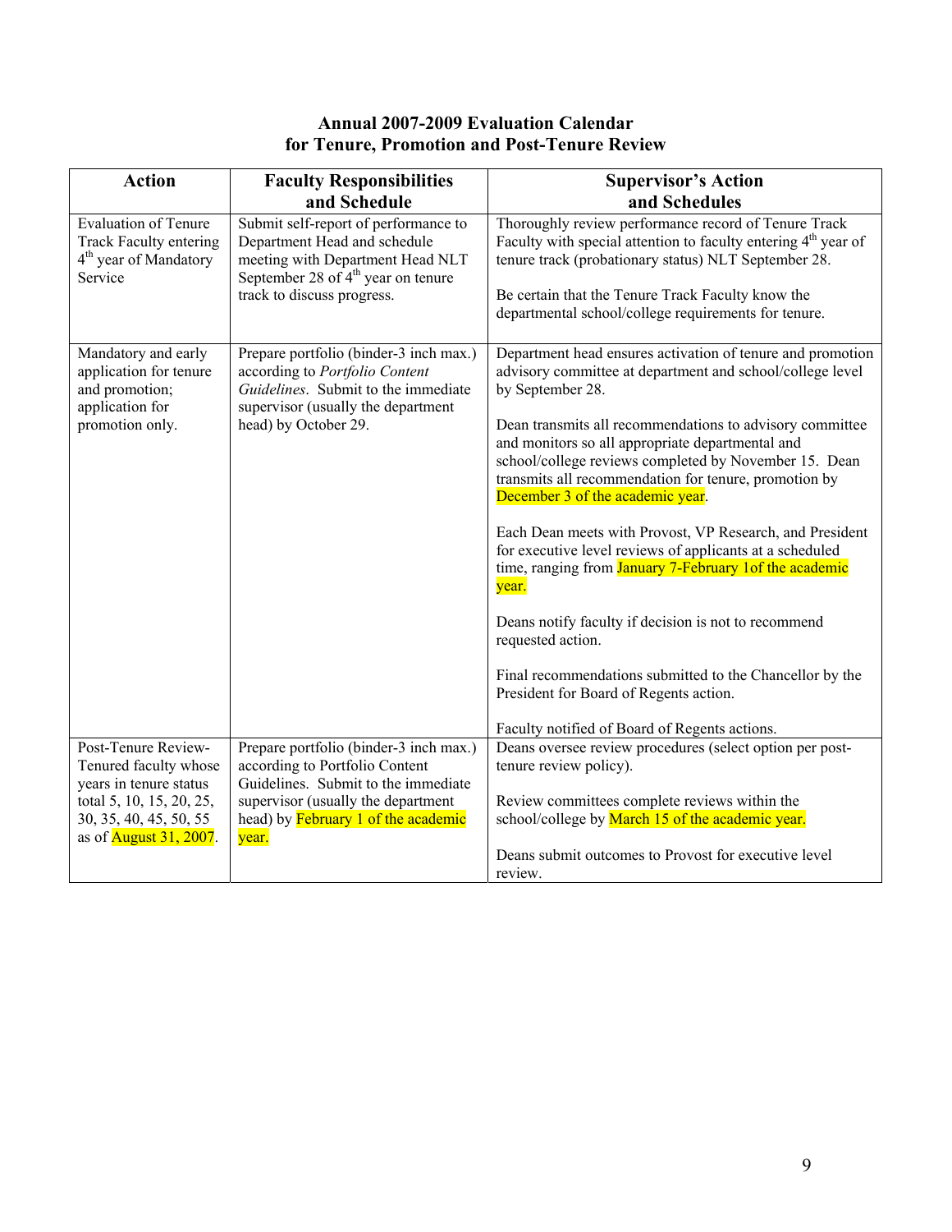## Annual 2007-2009 Evaluation Calendar for Tenure, Promotion and Post-Tenure Review

| Action | Faculty Responsibilities and Schedule | Supervisor's Action and Schedules |
|---|---|---|
| Evaluation of Tenure Track Faculty entering 4th year of Mandatory Service | Submit self-report of performance to Department Head and schedule meeting with Department Head NLT September 28 of 4th year on tenure track to discuss progress. | Thoroughly review performance record of Tenure Track Faculty with special attention to faculty entering 4th year of tenure track (probationary status) NLT September 28.<br><br>Be certain that the Tenure Track Faculty know the departmental school/college requirements for tenure. |
| Mandatory and early application for tenure and promotion; application for promotion only. | Prepare portfolio (binder-3 inch max.) according to *Portfolio Content Guidelines*. Submit to the immediate supervisor (usually the department head) by October 29. | Department head ensures activation of tenure and promotion advisory committee at department and school/college level by September 28.<br><br>Dean transmits all recommendations to advisory committee and monitors so all appropriate departmental and school/college reviews completed by November 15. Dean transmits all recommendation for tenure, promotion by December 3 of the academic year.<br><br>Each Dean meets with Provost, VP Research, and President for executive level reviews of applicants at a scheduled time, ranging from January 7-February 1of the academic year.<br><br>Deans notify faculty if decision is not to recommend requested action.<br><br>Final recommendations submitted to the Chancellor by the President for Board of Regents action.<br><br>Faculty notified of Board of Regents actions. |
| Post-Tenure Review-Tenured faculty whose years in tenure status total 5, 10, 15, 20, 25, 30, 35, 40, 45, 50, 55 as of August 31, 2007. | Prepare portfolio (binder-3 inch max.) according to Portfolio Content Guidelines. Submit to the immediate supervisor (usually the department head) by February 1 of the academic year. | Deans oversee review procedures (select option per post-tenure review policy).<br><br>Review committees complete reviews within the school/college by March 15 of the academic year.<br><br>Deans submit outcomes to Provost for executive level review. |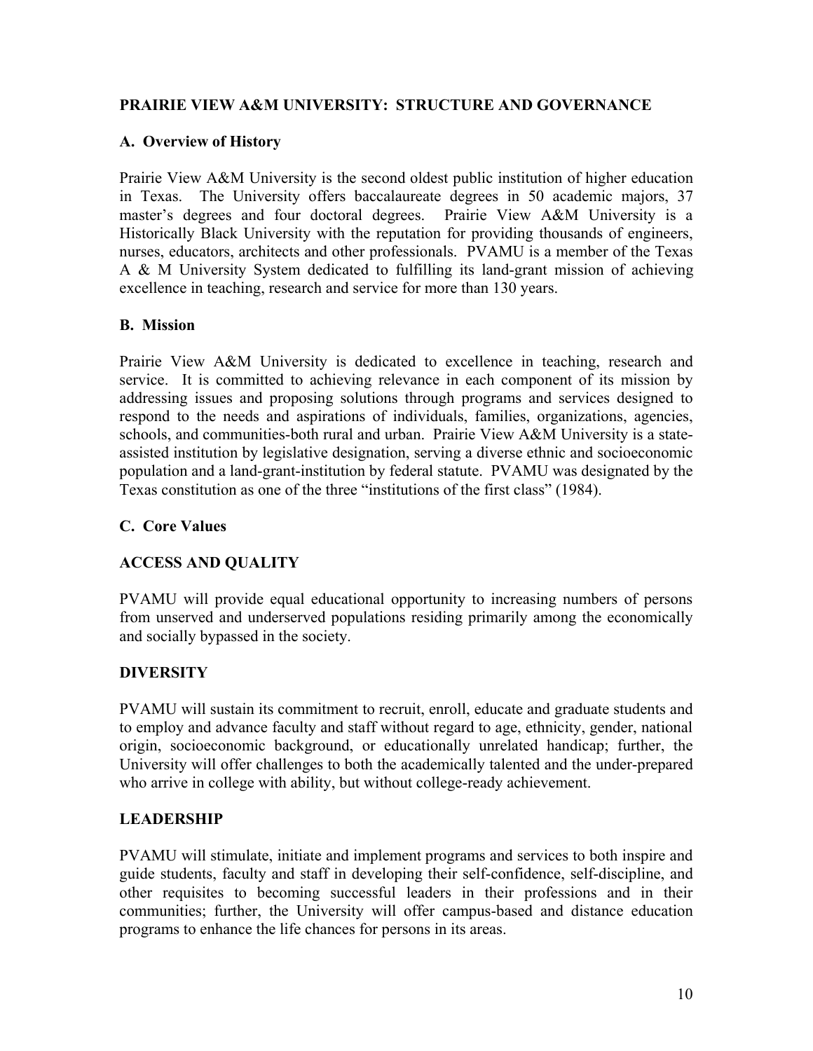## PRAIRIE VIEW A&M UNIVERSITY: STRUCTURE AND GOVERNANCE

### A. Overview of History

Prairie View A&M University is the second oldest public institution of higher education in Texas. The University offers baccalaureate degrees in 50 academic majors, 37 master's degrees and four doctoral degrees. Prairie View A&M University is a Historically Black University with the reputation for providing thousands of engineers, nurses, educators, architects and other professionals. PVAMU is a member of the Texas A & M University System dedicated to fulfilling its land-grant mission of achieving excellence in teaching, research and service for more than 130 years.

### B. Mission

Prairie View A&M University is dedicated to excellence in teaching, research and service. It is committed to achieving relevance in each component of its mission by addressing issues and proposing solutions through programs and services designed to respond to the needs and aspirations of individuals, families, organizations, agencies, schools, and communities-both rural and urban. Prairie View A&M University is a state-assisted institution by legislative designation, serving a diverse ethnic and socioeconomic population and a land-grant-institution by federal statute. PVAMU was designated by the Texas constitution as one of the three "institutions of the first class" (1984).

### C. Core Values

#### ACCESS AND QUALITY

PVAMU will provide equal educational opportunity to increasing numbers of persons from unserved and underserved populations residing primarily among the economically and socially bypassed in the society.

#### DIVERSITY

PVAMU will sustain its commitment to recruit, enroll, educate and graduate students and to employ and advance faculty and staff without regard to age, ethnicity, gender, national origin, socioeconomic background, or educationally unrelated handicap; further, the University will offer challenges to both the academically talented and the under-prepared who arrive in college with ability, but without college-ready achievement.

#### LEADERSHIP

PVAMU will stimulate, initiate and implement programs and services to both inspire and guide students, faculty and staff in developing their self-confidence, self-discipline, and other requisites to becoming successful leaders in their professions and in their communities; further, the University will offer campus-based and distance education programs to enhance the life chances for persons in its areas.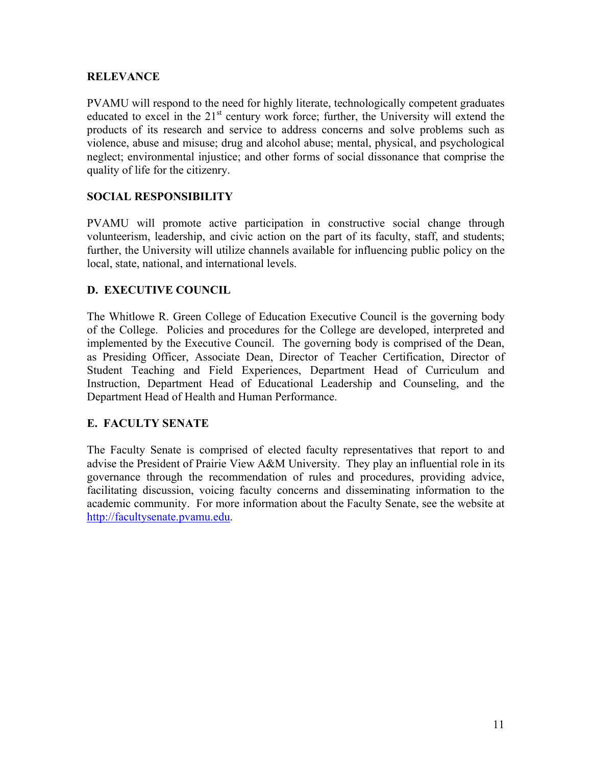**RELEVANCE**

PVAMU will respond to the need for highly literate, technologically competent graduates educated to excel in the 21st century work force; further, the University will extend the products of its research and service to address concerns and solve problems such as violence, abuse and misuse; drug and alcohol abuse; mental, physical, and psychological neglect; environmental injustice; and other forms of social dissonance that comprise the quality of life for the citizenry.

**SOCIAL RESPONSIBILITY**

PVAMU will promote active participation in constructive social change through volunteerism, leadership, and civic action on the part of its faculty, staff, and students; further, the University will utilize channels available for influencing public policy on the local, state, national, and international levels.

## D. EXECUTIVE COUNCIL

The Whitlowe R. Green College of Education Executive Council is the governing body of the College. Policies and procedures for the College are developed, interpreted and implemented by the Executive Council. The governing body is comprised of the Dean, as Presiding Officer, Associate Dean, Director of Teacher Certification, Director of Student Teaching and Field Experiences, Department Head of Curriculum and Instruction, Department Head of Educational Leadership and Counseling, and the Department Head of Health and Human Performance.

## E. FACULTY SENATE

The Faculty Senate is comprised of elected faculty representatives that report to and advise the President of Prairie View A&M University. They play an influential role in its governance through the recommendation of rules and procedures, providing advice, facilitating discussion, voicing faculty concerns and disseminating information to the academic community. For more information about the Faculty Senate, see the website at http://facultysenate.pvamu.edu.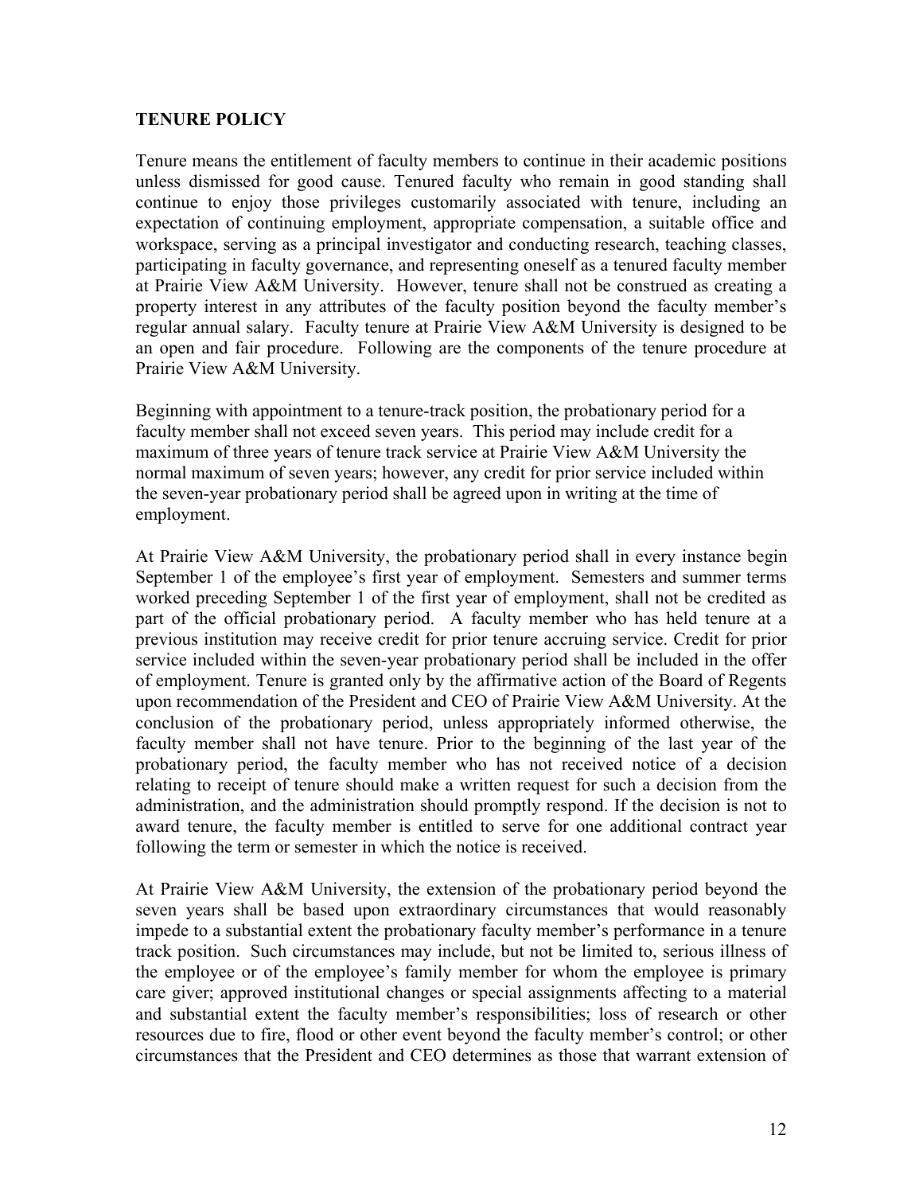**TENURE POLICY**

Tenure means the entitlement of faculty members to continue in their academic positions unless dismissed for good cause. Tenured faculty who remain in good standing shall continue to enjoy those privileges customarily associated with tenure, including an expectation of continuing employment, appropriate compensation, a suitable office and workspace, serving as a principal investigator and conducting research, teaching classes, participating in faculty governance, and representing oneself as a tenured faculty member at Prairie View A&M University. However, tenure shall not be construed as creating a property interest in any attributes of the faculty position beyond the faculty member's regular annual salary. Faculty tenure at Prairie View A&M University is designed to be an open and fair procedure. Following are the components of the tenure procedure at Prairie View A&M University.

Beginning with appointment to a tenure-track position, the probationary period for a faculty member shall not exceed seven years. This period may include credit for a maximum of three years of tenure track service at Prairie View A&M University the normal maximum of seven years; however, any credit for prior service included within the seven-year probationary period shall be agreed upon in writing at the time of employment.

At Prairie View A&M University, the probationary period shall in every instance begin September 1 of the employee's first year of employment. Semesters and summer terms worked preceding September 1 of the first year of employment, shall not be credited as part of the official probationary period. A faculty member who has held tenure at a previous institution may receive credit for prior tenure accruing service. Credit for prior service included within the seven-year probationary period shall be included in the offer of employment. Tenure is granted only by the affirmative action of the Board of Regents upon recommendation of the President and CEO of Prairie View A&M University. At the conclusion of the probationary period, unless appropriately informed otherwise, the faculty member shall not have tenure. Prior to the beginning of the last year of the probationary period, the faculty member who has not received notice of a decision relating to receipt of tenure should make a written request for such a decision from the administration, and the administration should promptly respond. If the decision is not to award tenure, the faculty member is entitled to serve for one additional contract year following the term or semester in which the notice is received.

At Prairie View A&M University, the extension of the probationary period beyond the seven years shall be based upon extraordinary circumstances that would reasonably impede to a substantial extent the probationary faculty member's performance in a tenure track position. Such circumstances may include, but not be limited to, serious illness of the employee or of the employee's family member for whom the employee is primary care giver; approved institutional changes or special assignments affecting to a material and substantial extent the faculty member's responsibilities; loss of research or other resources due to fire, flood or other event beyond the faculty member's control; or other circumstances that the President and CEO determines as those that warrant extension of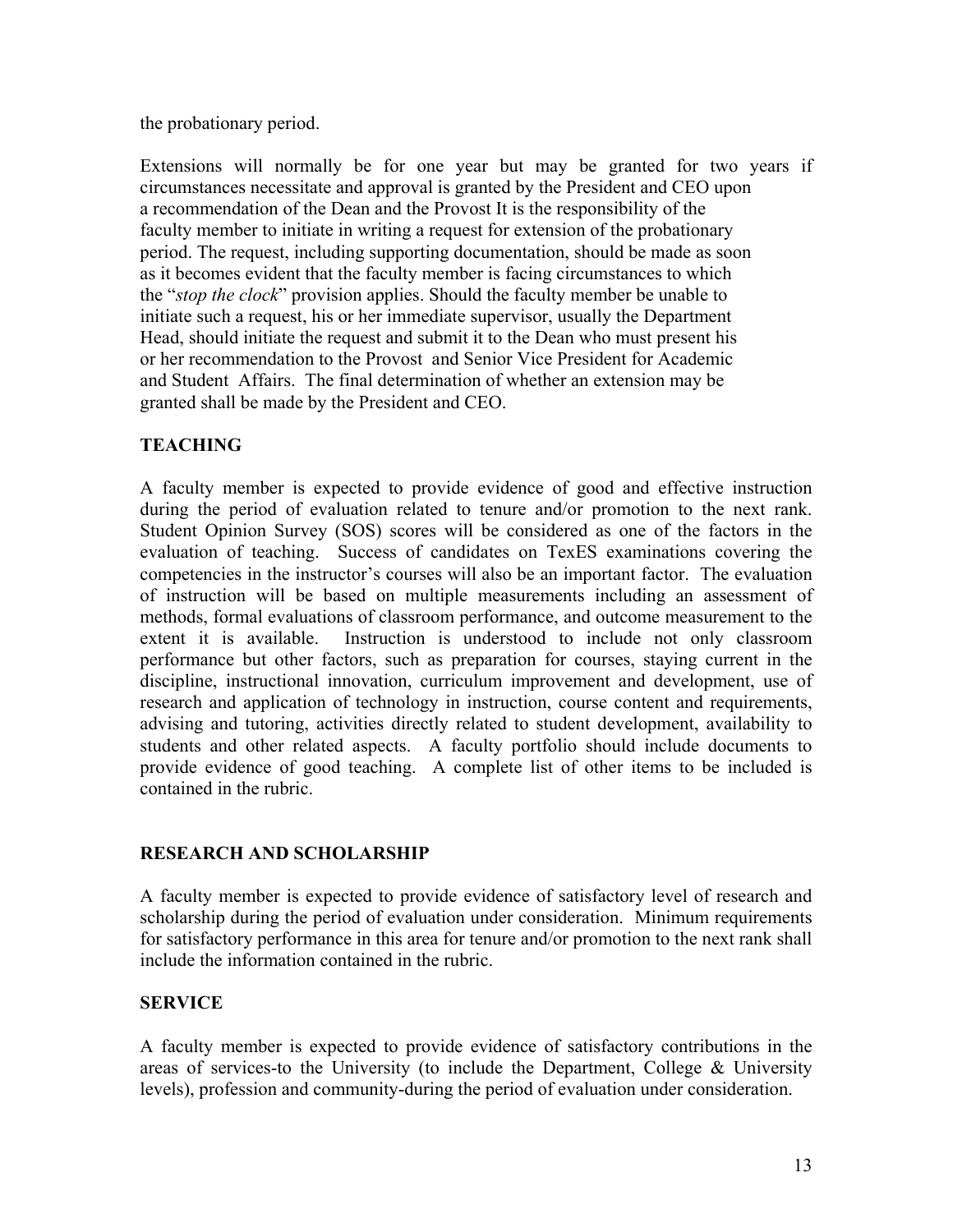the probationary period.

Extensions will normally be for one year but may be granted for two years if circumstances necessitate and approval is granted by the President and CEO upon a recommendation of the Dean and the Provost It is the responsibility of the faculty member to initiate in writing a request for extension of the probationary period. The request, including supporting documentation, should be made as soon as it becomes evident that the faculty member is facing circumstances to which the "*stop the clock*" provision applies. Should the faculty member be unable to initiate such a request, his or her immediate supervisor, usually the Department Head, should initiate the request and submit it to the Dean who must present his or her recommendation to the Provost and Senior Vice President for Academic and Student Affairs. The final determination of whether an extension may be granted shall be made by the President and CEO.

## TEACHING

A faculty member is expected to provide evidence of good and effective instruction during the period of evaluation related to tenure and/or promotion to the next rank. Student Opinion Survey (SOS) scores will be considered as one of the factors in the evaluation of teaching. Success of candidates on TexES examinations covering the competencies in the instructor's courses will also be an important factor. The evaluation of instruction will be based on multiple measurements including an assessment of methods, formal evaluations of classroom performance, and outcome measurement to the extent it is available. Instruction is understood to include not only classroom performance but other factors, such as preparation for courses, staying current in the discipline, instructional innovation, curriculum improvement and development, use of research and application of technology in instruction, course content and requirements, advising and tutoring, activities directly related to student development, availability to students and other related aspects. A faculty portfolio should include documents to provide evidence of good teaching. A complete list of other items to be included is contained in the rubric.

## RESEARCH AND SCHOLARSHIP

A faculty member is expected to provide evidence of satisfactory level of research and scholarship during the period of evaluation under consideration. Minimum requirements for satisfactory performance in this area for tenure and/or promotion to the next rank shall include the information contained in the rubric.

## SERVICE

A faculty member is expected to provide evidence of satisfactory contributions in the areas of services-to the University (to include the Department, College & University levels), profession and community-during the period of evaluation under consideration.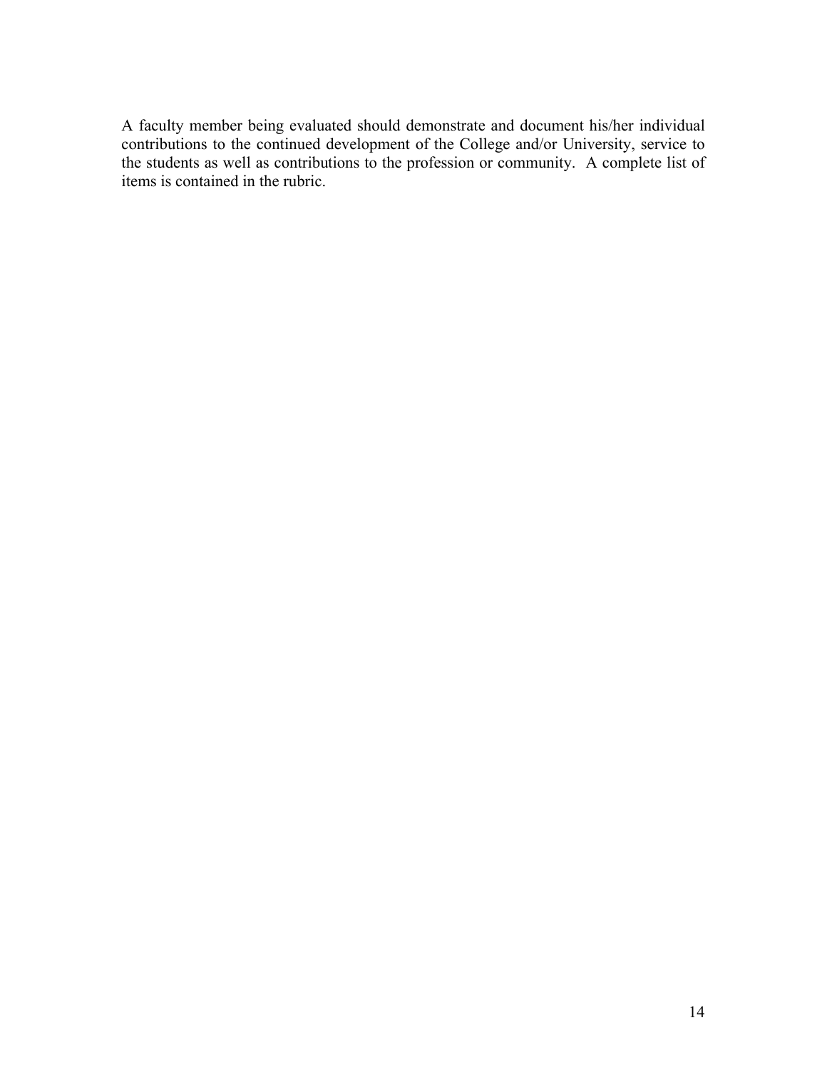A faculty member being evaluated should demonstrate and document his/her individual contributions to the continued development of the College and/or University, service to the students as well as contributions to the profession or community. A complete list of items is contained in the rubric.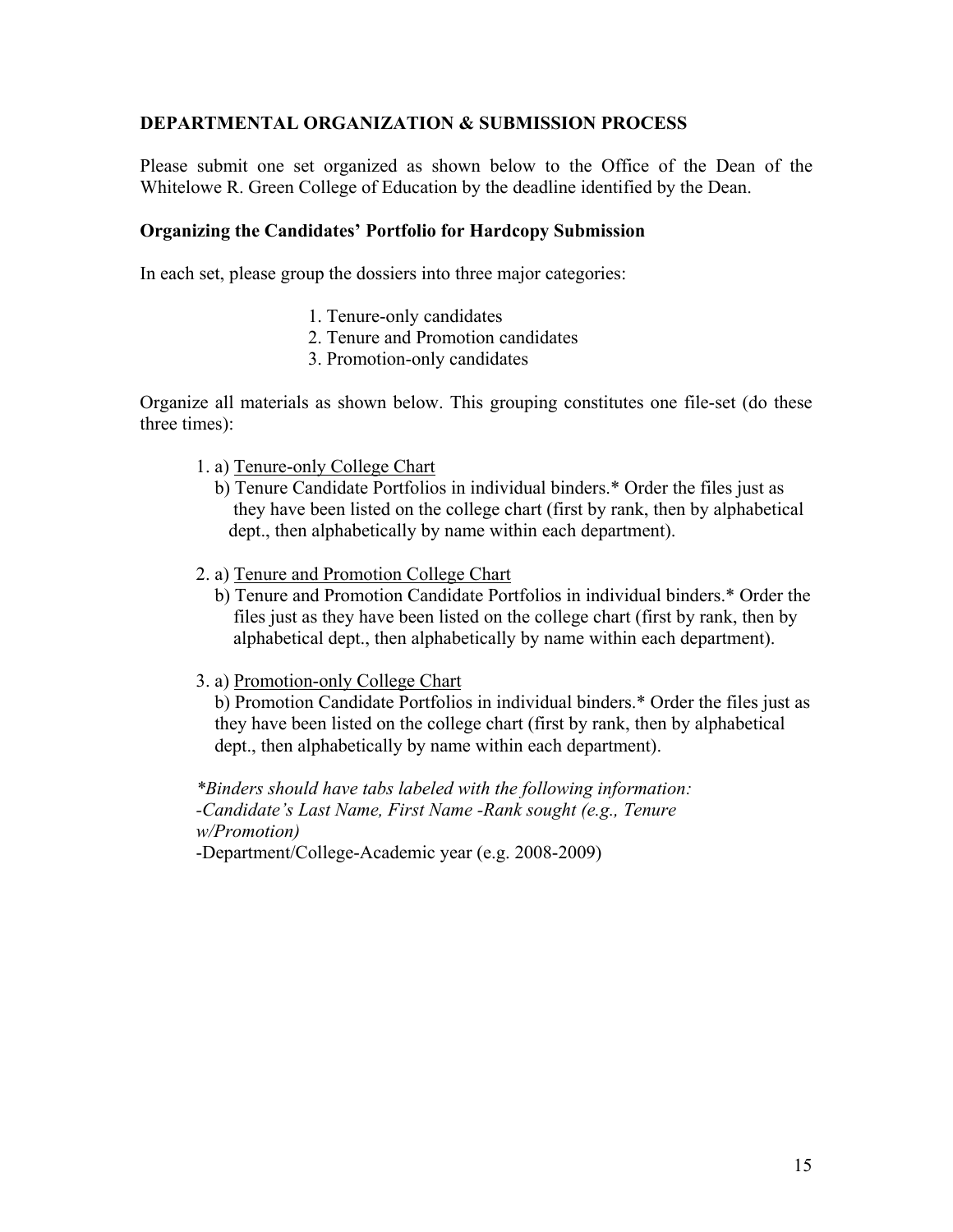**DEPARTMENTAL ORGANIZATION & SUBMISSION PROCESS**

Please submit one set organized as shown below to the Office of the Dean of the Whitelowe R. Green College of Education by the deadline identified by the Dean.

**Organizing the Candidates' Portfolio for Hardcopy Submission**

In each set, please group the dossiers into three major categories:

1. Tenure-only candidates
2. Tenure and Promotion candidates
3. Promotion-only candidates

Organize all materials as shown below. This grouping constitutes one file-set (do these three times):

1. a) <u>Tenure-only College Chart</u>
   b) Tenure Candidate Portfolios in individual binders.* Order the files just as they have been listed on the college chart (first by rank, then by alphabetical dept., then alphabetically by name within each department).

2. a) <u>Tenure and Promotion College Chart</u>
   b) Tenure and Promotion Candidate Portfolios in individual binders.* Order the files just as they have been listed on the college chart (first by rank, then by alphabetical dept., then alphabetically by name within each department).

3. a) <u>Promotion-only College Chart</u>
   b) Promotion Candidate Portfolios in individual binders.* Order the files just as they have been listed on the college chart (first by rank, then by alphabetical dept., then alphabetically by name within each department).

*\*Binders should have tabs labeled with the following information:*
*-Candidate's Last Name, First Name -Rank sought (e.g., Tenure w/Promotion)*
-Department/College-Academic year (e.g. 2008-2009)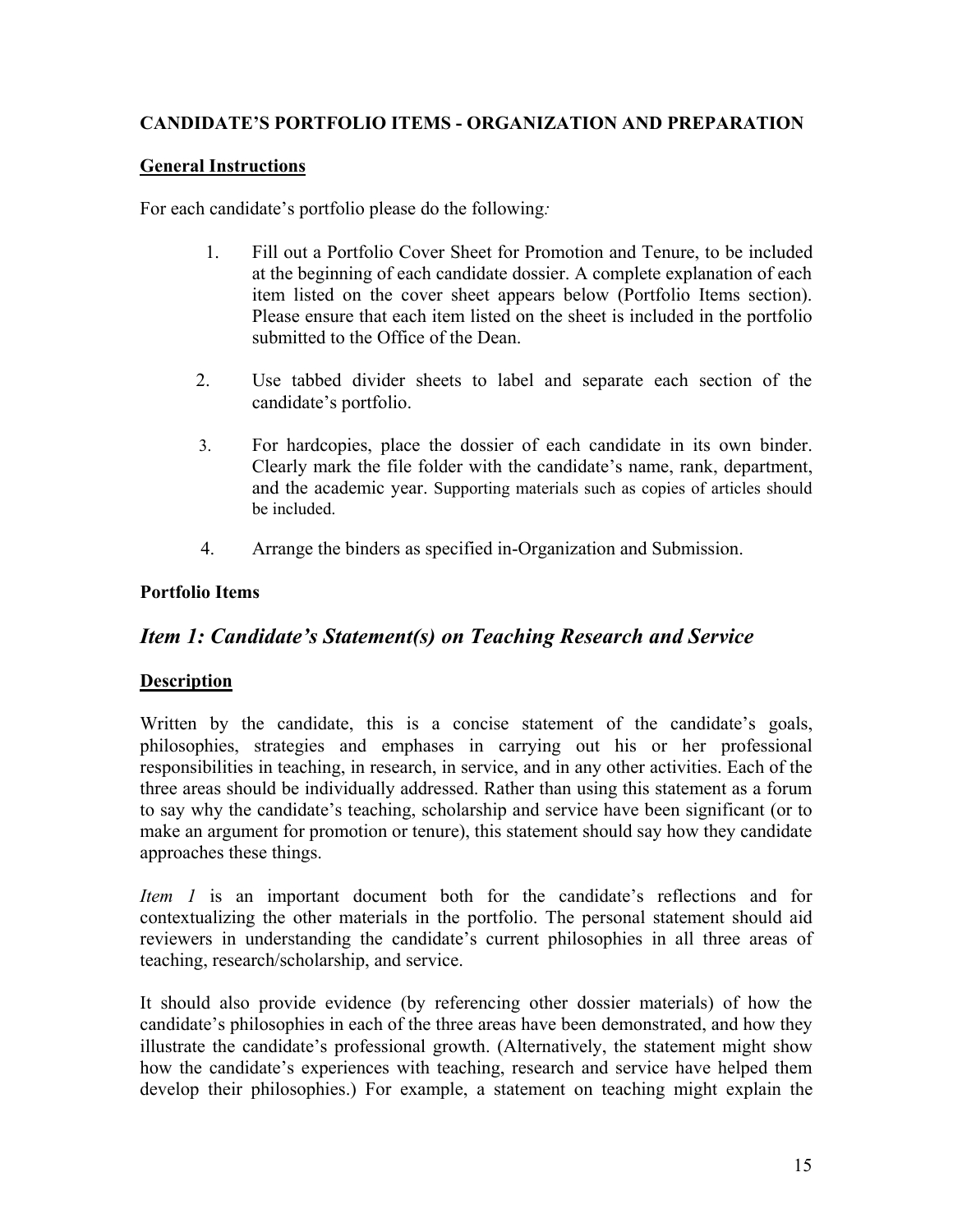**CANDIDATE'S PORTFOLIO ITEMS - ORGANIZATION AND PREPARATION**

**General Instructions**

For each candidate's portfolio please do the following*:*

1. Fill out a Portfolio Cover Sheet for Promotion and Tenure, to be included at the beginning of each candidate dossier. A complete explanation of each item listed on the cover sheet appears below (Portfolio Items section). Please ensure that each item listed on the sheet is included in the portfolio submitted to the Office of the Dean.

2. Use tabbed divider sheets to label and separate each section of the candidate's portfolio.

3. For hardcopies, place the dossier of each candidate in its own binder. Clearly mark the file folder with the candidate's name, rank, department, and the academic year. Supporting materials such as copies of articles should be included.

4. Arrange the binders as specified in-Organization and Submission.

**Portfolio Items**

## *Item 1: Candidate's Statement(s) on Teaching Research and Service*

**Description**

Written by the candidate, this is a concise statement of the candidate's goals, philosophies, strategies and emphases in carrying out his or her professional responsibilities in teaching, in research, in service, and in any other activities. Each of the three areas should be individually addressed. Rather than using this statement as a forum to say why the candidate's teaching, scholarship and service have been significant (or to make an argument for promotion or tenure), this statement should say how they candidate approaches these things.

*Item 1* is an important document both for the candidate's reflections and for contextualizing the other materials in the portfolio. The personal statement should aid reviewers in understanding the candidate's current philosophies in all three areas of teaching, research/scholarship, and service.

It should also provide evidence (by referencing other dossier materials) of how the candidate's philosophies in each of the three areas have been demonstrated, and how they illustrate the candidate's professional growth. (Alternatively, the statement might show how the candidate's experiences with teaching, research and service have helped them develop their philosophies.) For example, a statement on teaching might explain the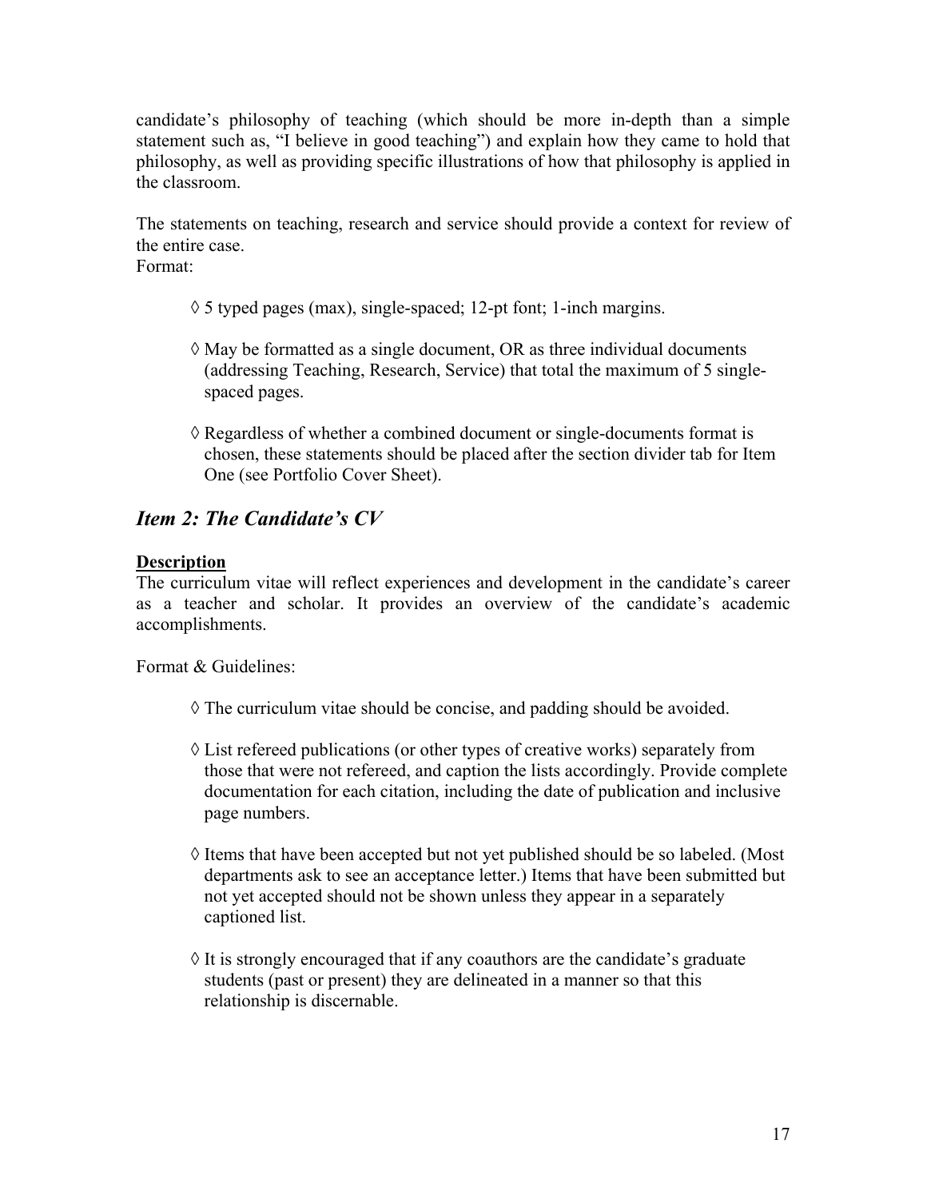candidate's philosophy of teaching (which should be more in-depth than a simple statement such as, "I believe in good teaching") and explain how they came to hold that philosophy, as well as providing specific illustrations of how that philosophy is applied in the classroom.

The statements on teaching, research and service should provide a context for review of the entire case.
Format:

◊ 5 typed pages (max), single-spaced; 12-pt font; 1-inch margins.

◊ May be formatted as a single document, OR as three individual documents (addressing Teaching, Research, Service) that total the maximum of 5 single-spaced pages.

◊ Regardless of whether a combined document or single-documents format is chosen, these statements should be placed after the section divider tab for Item One (see Portfolio Cover Sheet).

## *Item 2: The Candidate's CV*

**Description**
The curriculum vitae will reflect experiences and development in the candidate's career as a teacher and scholar. It provides an overview of the candidate's academic accomplishments.

Format & Guidelines:

◊ The curriculum vitae should be concise, and padding should be avoided.

◊ List refereed publications (or other types of creative works) separately from those that were not refereed, and caption the lists accordingly. Provide complete documentation for each citation, including the date of publication and inclusive page numbers.

◊ Items that have been accepted but not yet published should be so labeled. (Most departments ask to see an acceptance letter.) Items that have been submitted but not yet accepted should not be shown unless they appear in a separately captioned list.

◊ It is strongly encouraged that if any coauthors are the candidate's graduate students (past or present) they are delineated in a manner so that this relationship is discernable.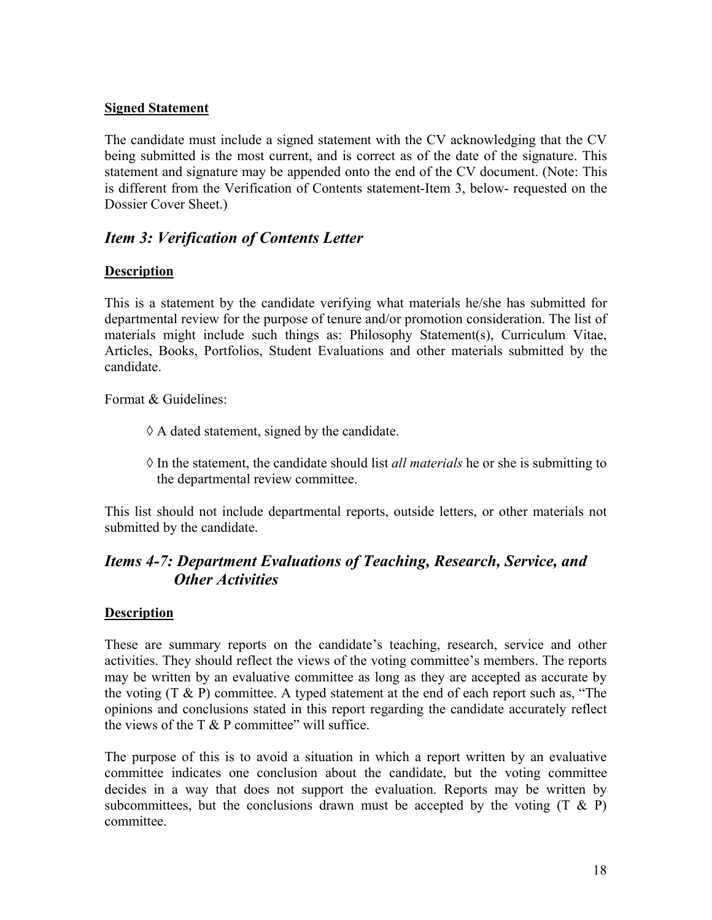**Signed Statement**

The candidate must include a signed statement with the CV acknowledging that the CV being submitted is the most current, and is correct as of the date of the signature. This statement and signature may be appended onto the end of the CV document. (Note: This is different from the Verification of Contents statement-Item 3, below- requested on the Dossier Cover Sheet.)

## *Item 3: Verification of Contents Letter*

**Description**

This is a statement by the candidate verifying what materials he/she has submitted for departmental review for the purpose of tenure and/or promotion consideration. The list of materials might include such things as: Philosophy Statement(s), Curriculum Vitae, Articles, Books, Portfolios, Student Evaluations and other materials submitted by the candidate.

Format & Guidelines:

◊ A dated statement, signed by the candidate.

◊ In the statement, the candidate should list *all materials* he or she is submitting to the departmental review committee.

This list should not include departmental reports, outside letters, or other materials not submitted by the candidate.

## *Items 4-7: Department Evaluations of Teaching, Research, Service, and Other Activities*

**Description**

These are summary reports on the candidate's teaching, research, service and other activities. They should reflect the views of the voting committee's members. The reports may be written by an evaluative committee as long as they are accepted as accurate by the voting (T & P) committee. A typed statement at the end of each report such as, "The opinions and conclusions stated in this report regarding the candidate accurately reflect the views of the T & P committee" will suffice.

The purpose of this is to avoid a situation in which a report written by an evaluative committee indicates one conclusion about the candidate, but the voting committee decides in a way that does not support the evaluation. Reports may be written by subcommittees, but the conclusions drawn must be accepted by the voting (T & P) committee.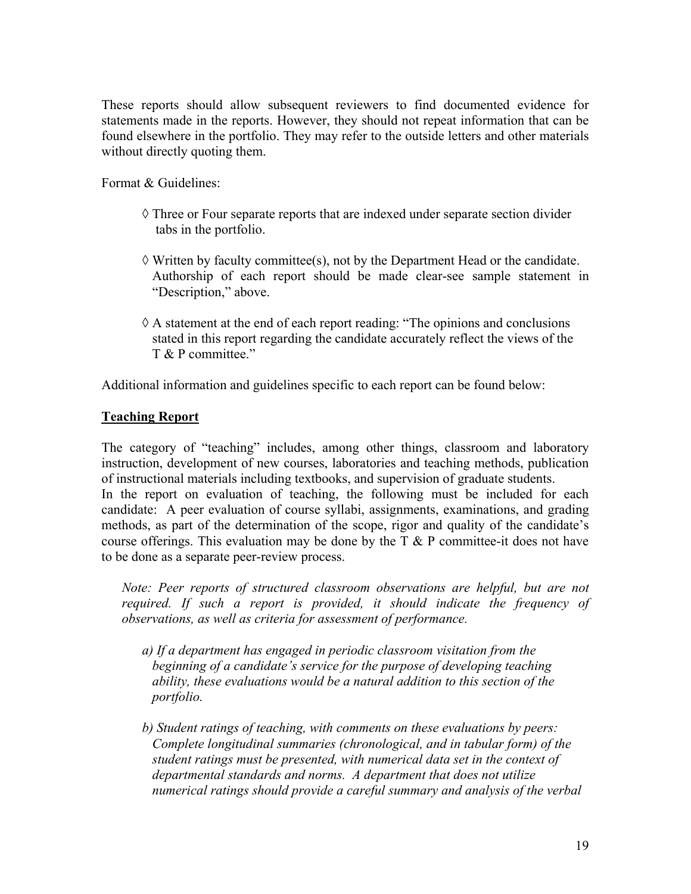These reports should allow subsequent reviewers to find documented evidence for statements made in the reports. However, they should not repeat information that can be found elsewhere in the portfolio. They may refer to the outside letters and other materials without directly quoting them.

Format & Guidelines:

- ◊ Three or Four separate reports that are indexed under separate section divider tabs in the portfolio.
- ◊ Written by faculty committee(s), not by the Department Head or the candidate. Authorship of each report should be made clear-see sample statement in "Description," above.
- ◊ A statement at the end of each report reading: "The opinions and conclusions stated in this report regarding the candidate accurately reflect the views of the T & P committee."

Additional information and guidelines specific to each report can be found below:

**<u>Teaching Report</u>**

The category of "teaching" includes, among other things, classroom and laboratory instruction, development of new courses, laboratories and teaching methods, publication of instructional materials including textbooks, and supervision of graduate students.
In the report on evaluation of teaching, the following must be included for each candidate: A peer evaluation of course syllabi, assignments, examinations, and grading methods, as part of the determination of the scope, rigor and quality of the candidate's course offerings. This evaluation may be done by the T & P committee-it does not have to be done as a separate peer-review process.

*Note: Peer reports of structured classroom observations are helpful, but are not required. If such a report is provided, it should indicate the frequency of observations, as well as criteria for assessment of performance.*

*a) If a department has engaged in periodic classroom visitation from the beginning of a candidate's service for the purpose of developing teaching ability, these evaluations would be a natural addition to this section of the portfolio.*

*b) Student ratings of teaching, with comments on these evaluations by peers: Complete longitudinal summaries (chronological, and in tabular form) of the student ratings must be presented, with numerical data set in the context of departmental standards and norms. A department that does not utilize numerical ratings should provide a careful summary and analysis of the verbal*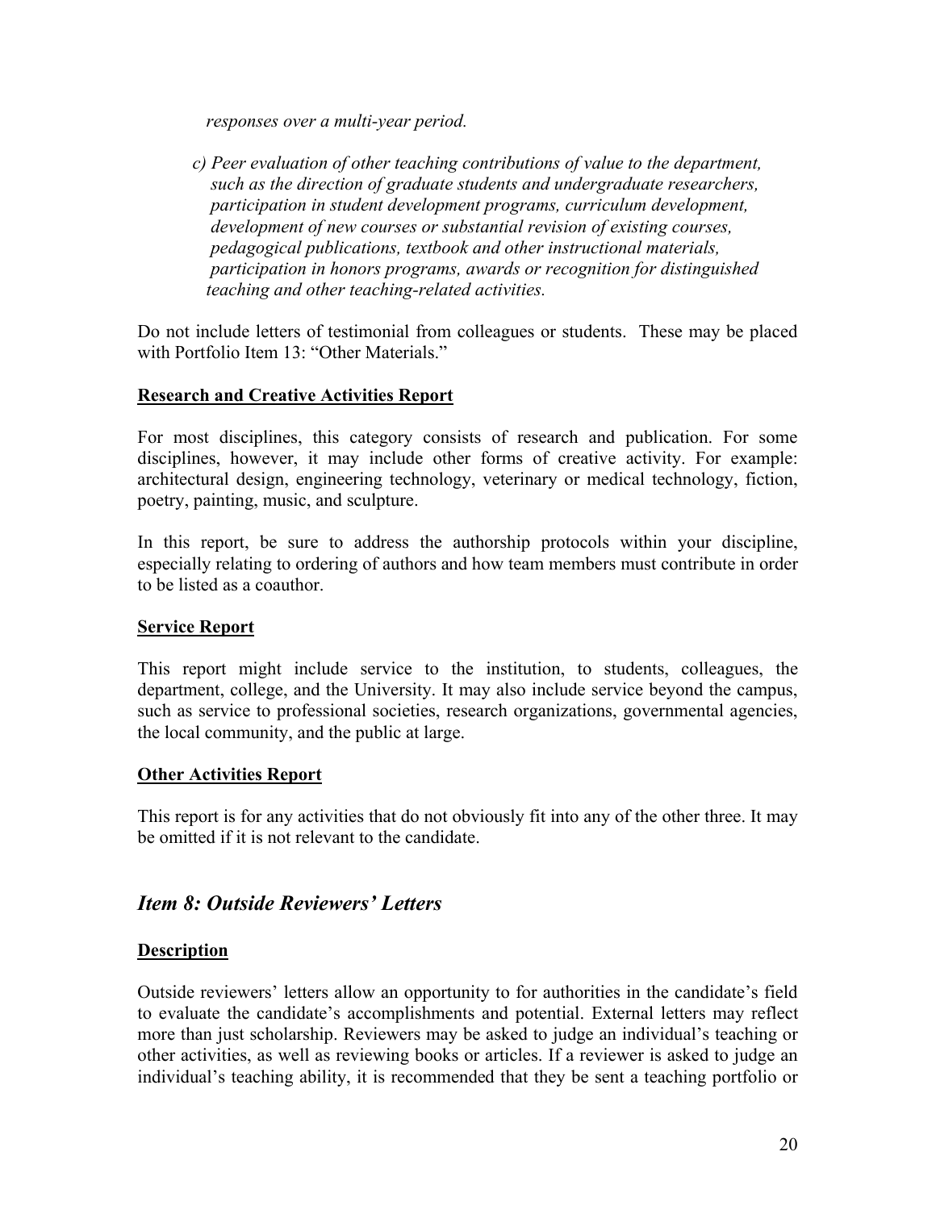*responses over a multi-year period.*

*c) Peer evaluation of other teaching contributions of value to the department, such as the direction of graduate students and undergraduate researchers, participation in student development programs, curriculum development, development of new courses or substantial revision of existing courses, pedagogical publications, textbook and other instructional materials, participation in honors programs, awards or recognition for distinguished teaching and other teaching-related activities.*

Do not include letters of testimonial from colleagues or students. These may be placed with Portfolio Item 13: "Other Materials."

**Research and Creative Activities Report**

For most disciplines, this category consists of research and publication. For some disciplines, however, it may include other forms of creative activity. For example: architectural design, engineering technology, veterinary or medical technology, fiction, poetry, painting, music, and sculpture.

In this report, be sure to address the authorship protocols within your discipline, especially relating to ordering of authors and how team members must contribute in order to be listed as a coauthor.

**Service Report**

This report might include service to the institution, to students, colleagues, the department, college, and the University. It may also include service beyond the campus, such as service to professional societies, research organizations, governmental agencies, the local community, and the public at large.

**Other Activities Report**

This report is for any activities that do not obviously fit into any of the other three. It may be omitted if it is not relevant to the candidate.

## *Item 8: Outside Reviewers' Letters*

**Description**

Outside reviewers' letters allow an opportunity to for authorities in the candidate's field to evaluate the candidate's accomplishments and potential. External letters may reflect more than just scholarship. Reviewers may be asked to judge an individual's teaching or other activities, as well as reviewing books or articles. If a reviewer is asked to judge an individual's teaching ability, it is recommended that they be sent a teaching portfolio or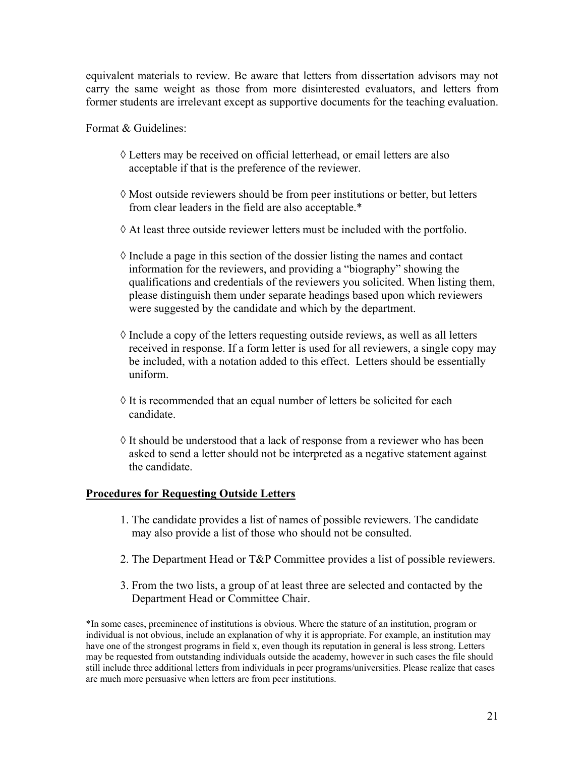equivalent materials to review. Be aware that letters from dissertation advisors may not carry the same weight as those from more disinterested evaluators, and letters from former students are irrelevant except as supportive documents for the teaching evaluation.

Format & Guidelines:

- ◊ Letters may be received on official letterhead, or email letters are also acceptable if that is the preference of the reviewer.
- ◊ Most outside reviewers should be from peer institutions or better, but letters from clear leaders in the field are also acceptable.*
- ◊ At least three outside reviewer letters must be included with the portfolio.
- ◊ Include a page in this section of the dossier listing the names and contact information for the reviewers, and providing a "biography" showing the qualifications and credentials of the reviewers you solicited. When listing them, please distinguish them under separate headings based upon which reviewers were suggested by the candidate and which by the department.
- ◊ Include a copy of the letters requesting outside reviews, as well as all letters received in response. If a form letter is used for all reviewers, a single copy may be included, with a notation added to this effect. Letters should be essentially uniform.
- ◊ It is recommended that an equal number of letters be solicited for each candidate.
- ◊ It should be understood that a lack of response from a reviewer who has been asked to send a letter should not be interpreted as a negative statement against the candidate.

**Procedures for Requesting Outside Letters**

1. The candidate provides a list of names of possible reviewers. The candidate may also provide a list of those who should not be consulted.
2. The Department Head or T&P Committee provides a list of possible reviewers.
3. From the two lists, a group of at least three are selected and contacted by the Department Head or Committee Chair.

*In some cases, preeminence of institutions is obvious. Where the stature of an institution, program or individual is not obvious, include an explanation of why it is appropriate. For example, an institution may have one of the strongest programs in field x, even though its reputation in general is less strong. Letters may be requested from outstanding individuals outside the academy, however in such cases the file should still include three additional letters from individuals in peer programs/universities. Please realize that cases are much more persuasive when letters are from peer institutions.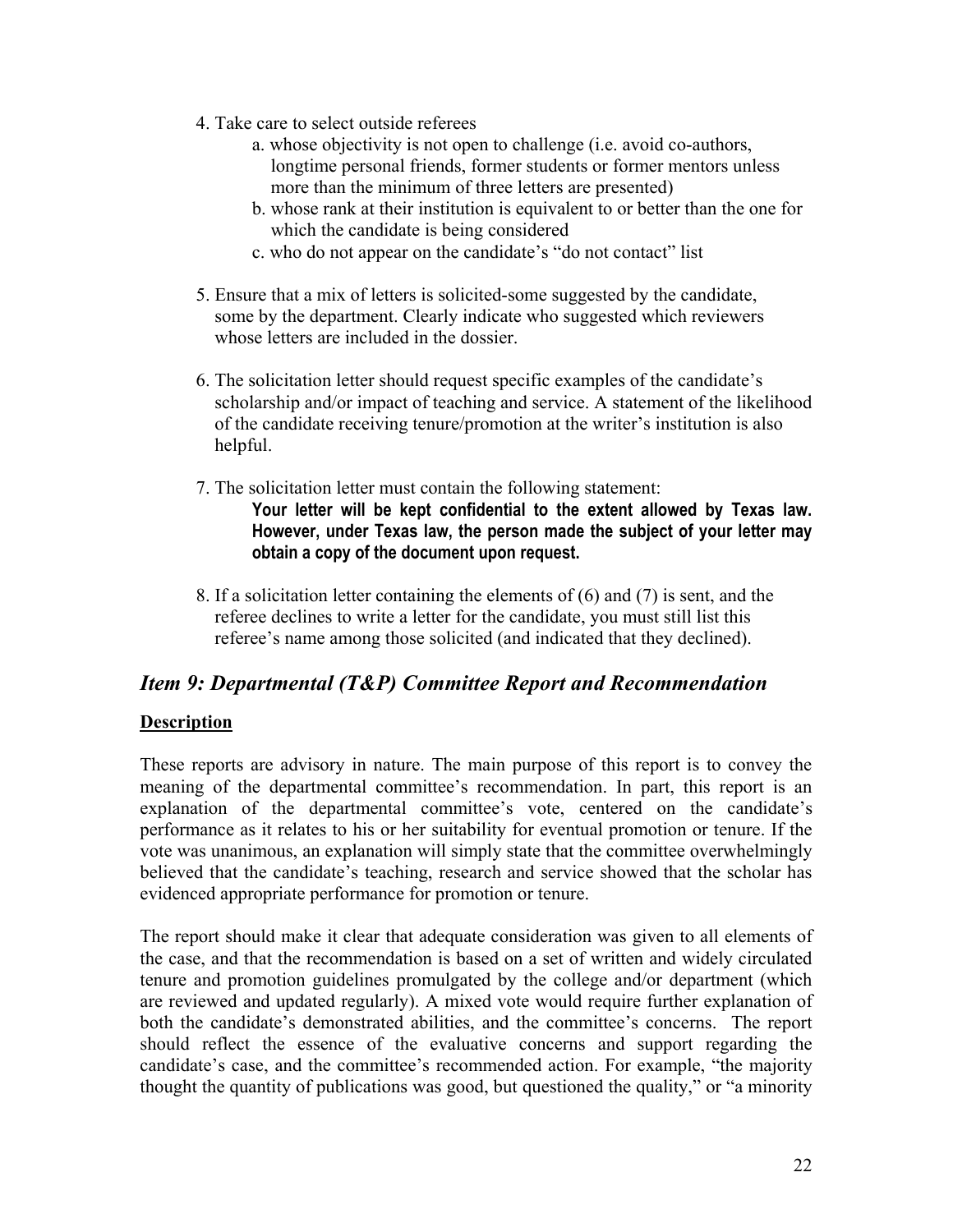4. Take care to select outside referees
    a. whose objectivity is not open to challenge (i.e. avoid co-authors, longtime personal friends, former students or former mentors unless more than the minimum of three letters are presented)
    b. whose rank at their institution is equivalent to or better than the one for which the candidate is being considered
    c. who do not appear on the candidate's "do not contact" list

5. Ensure that a mix of letters is solicited-some suggested by the candidate, some by the department. Clearly indicate who suggested which reviewers whose letters are included in the dossier.

6. The solicitation letter should request specific examples of the candidate's scholarship and/or impact of teaching and service. A statement of the likelihood of the candidate receiving tenure/promotion at the writer's institution is also helpful.

7. The solicitation letter must contain the following statement:
    **Your letter will be kept confidential to the extent allowed by Texas law. However, under Texas law, the person made the subject of your letter may obtain a copy of the document upon request.**

8. If a solicitation letter containing the elements of (6) and (7) is sent, and the referee declines to write a letter for the candidate, you must still list this referee's name among those solicited (and indicated that they declined).

## *Item 9: Departmental (T&P) Committee Report and Recommendation*

**Description**

These reports are advisory in nature. The main purpose of this report is to convey the meaning of the departmental committee's recommendation. In part, this report is an explanation of the departmental committee's vote, centered on the candidate's performance as it relates to his or her suitability for eventual promotion or tenure. If the vote was unanimous, an explanation will simply state that the committee overwhelmingly believed that the candidate's teaching, research and service showed that the scholar has evidenced appropriate performance for promotion or tenure.

The report should make it clear that adequate consideration was given to all elements of the case, and that the recommendation is based on a set of written and widely circulated tenure and promotion guidelines promulgated by the college and/or department (which are reviewed and updated regularly). A mixed vote would require further explanation of both the candidate's demonstrated abilities, and the committee's concerns. The report should reflect the essence of the evaluative concerns and support regarding the candidate's case, and the committee's recommended action. For example, "the majority thought the quantity of publications was good, but questioned the quality," or "a minority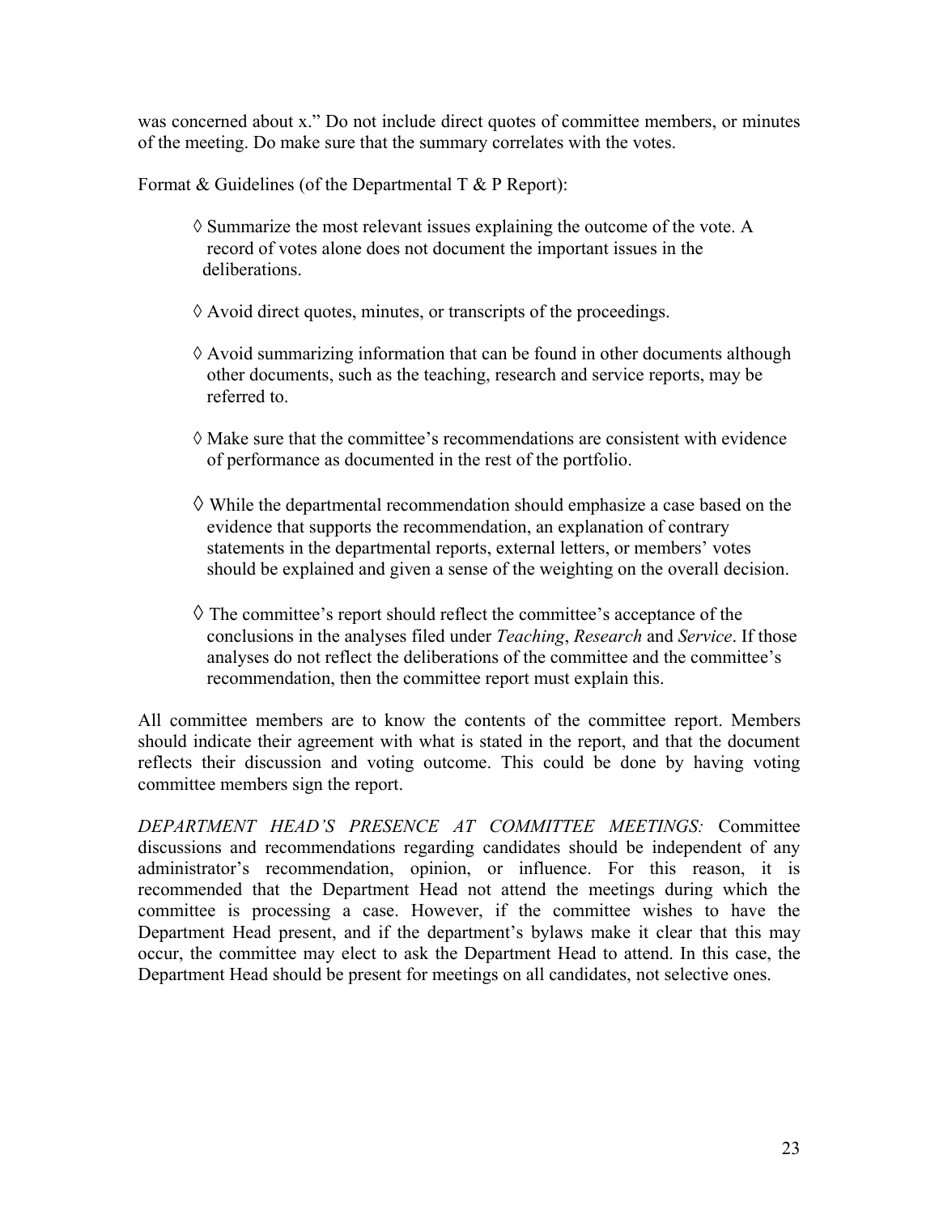was concerned about x." Do not include direct quotes of committee members, or minutes of the meeting. Do make sure that the summary correlates with the votes.

Format & Guidelines (of the Departmental T & P Report):

◊ Summarize the most relevant issues explaining the outcome of the vote. A record of votes alone does not document the important issues in the deliberations.

◊ Avoid direct quotes, minutes, or transcripts of the proceedings.

◊ Avoid summarizing information that can be found in other documents although other documents, such as the teaching, research and service reports, may be referred to.

◊ Make sure that the committee's recommendations are consistent with evidence of performance as documented in the rest of the portfolio.

◊ While the departmental recommendation should emphasize a case based on the evidence that supports the recommendation, an explanation of contrary statements in the departmental reports, external letters, or members' votes should be explained and given a sense of the weighting on the overall decision.

◊ The committee's report should reflect the committee's acceptance of the conclusions in the analyses filed under *Teaching*, *Research* and *Service*. If those analyses do not reflect the deliberations of the committee and the committee's recommendation, then the committee report must explain this.

All committee members are to know the contents of the committee report. Members should indicate their agreement with what is stated in the report, and that the document reflects their discussion and voting outcome. This could be done by having voting committee members sign the report.

*DEPARTMENT HEAD'S PRESENCE AT COMMITTEE MEETINGS:* Committee discussions and recommendations regarding candidates should be independent of any administrator's recommendation, opinion, or influence. For this reason, it is recommended that the Department Head not attend the meetings during which the committee is processing a case. However, if the committee wishes to have the Department Head present, and if the department's bylaws make it clear that this may occur, the committee may elect to ask the Department Head to attend. In this case, the Department Head should be present for meetings on all candidates, not selective ones.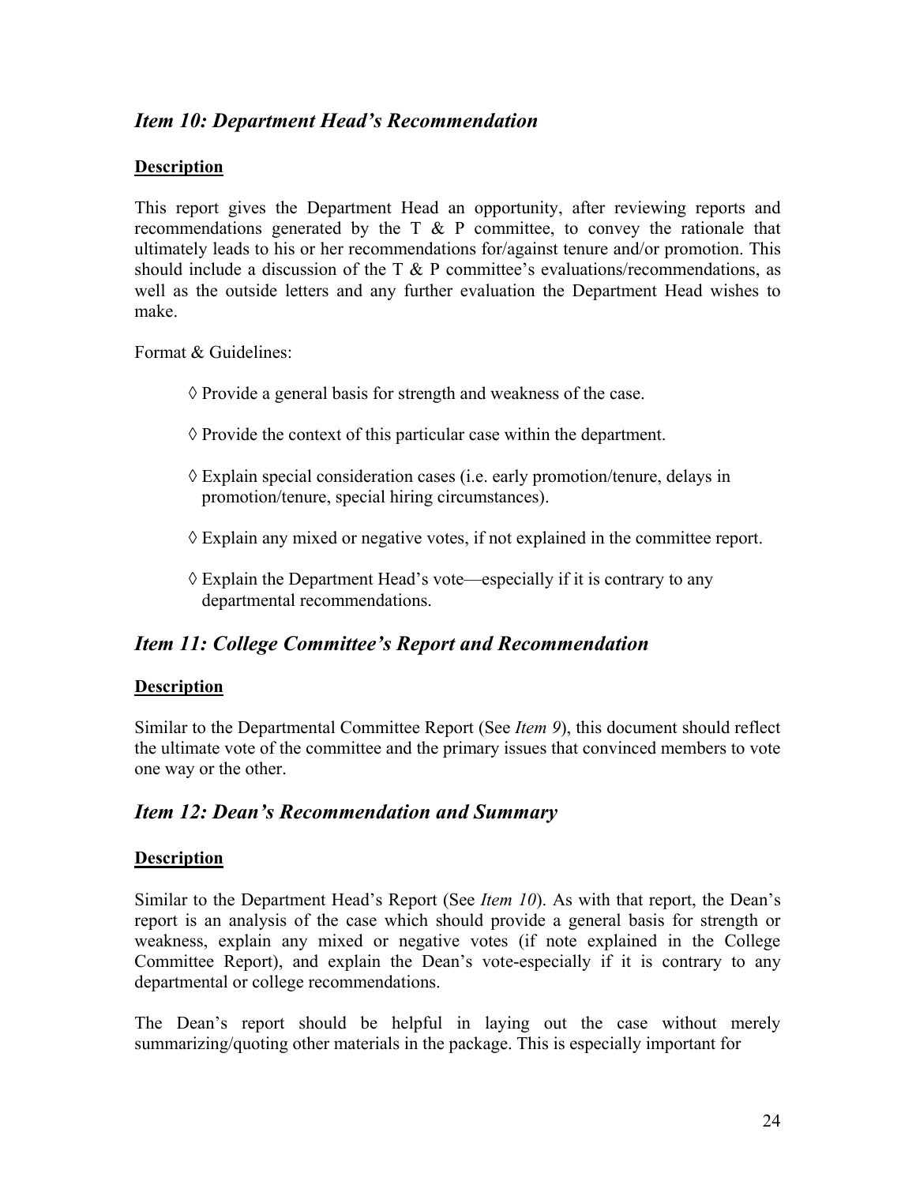## *Item 10: Department Head's Recommendation*

**Description**

This report gives the Department Head an opportunity, after reviewing reports and recommendations generated by the T & P committee, to convey the rationale that ultimately leads to his or her recommendations for/against tenure and/or promotion. This should include a discussion of the T & P committee's evaluations/recommendations, as well as the outside letters and any further evaluation the Department Head wishes to make.

Format & Guidelines:

◊ Provide a general basis for strength and weakness of the case.

◊ Provide the context of this particular case within the department.

◊ Explain special consideration cases (i.e. early promotion/tenure, delays in promotion/tenure, special hiring circumstances).

◊ Explain any mixed or negative votes, if not explained in the committee report.

◊ Explain the Department Head's vote—especially if it is contrary to any departmental recommendations.

## *Item 11: College Committee's Report and Recommendation*

**Description**

Similar to the Departmental Committee Report (See *Item 9*), this document should reflect the ultimate vote of the committee and the primary issues that convinced members to vote one way or the other.

## *Item 12: Dean's Recommendation and Summary*

**Description**

Similar to the Department Head's Report (See *Item 10*). As with that report, the Dean's report is an analysis of the case which should provide a general basis for strength or weakness, explain any mixed or negative votes (if note explained in the College Committee Report), and explain the Dean's vote-especially if it is contrary to any departmental or college recommendations.

The Dean's report should be helpful in laying out the case without merely summarizing/quoting other materials in the package. This is especially important for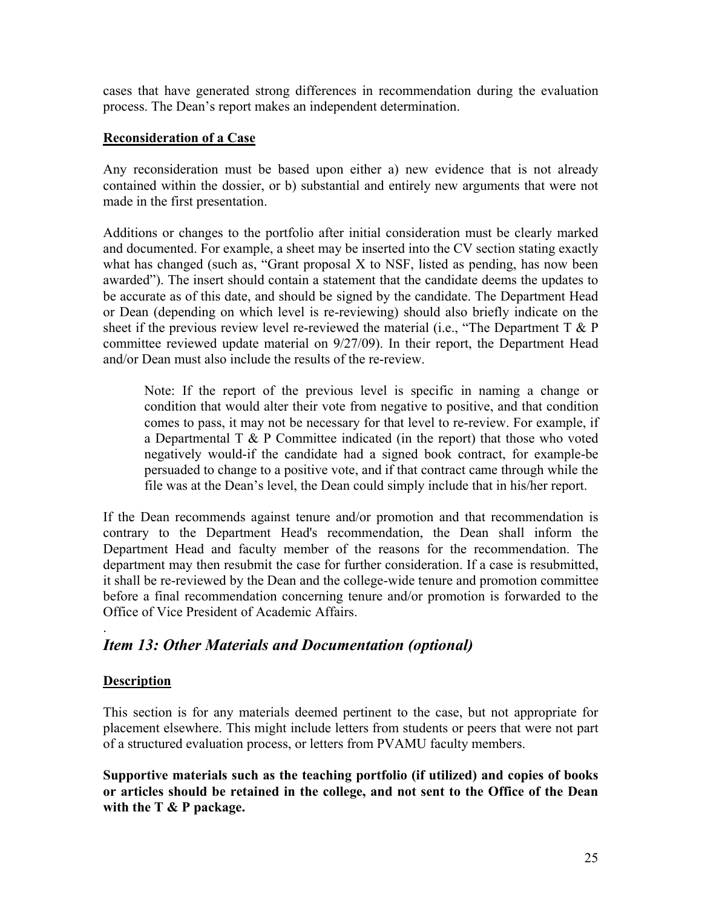cases that have generated strong differences in recommendation during the evaluation process. The Dean's report makes an independent determination.

**Reconsideration of a Case**

Any reconsideration must be based upon either a) new evidence that is not already contained within the dossier, or b) substantial and entirely new arguments that were not made in the first presentation.

Additions or changes to the portfolio after initial consideration must be clearly marked and documented. For example, a sheet may be inserted into the CV section stating exactly what has changed (such as, "Grant proposal X to NSF, listed as pending, has now been awarded"). The insert should contain a statement that the candidate deems the updates to be accurate as of this date, and should be signed by the candidate. The Department Head or Dean (depending on which level is re-reviewing) should also briefly indicate on the sheet if the previous review level re-reviewed the material (i.e., "The Department T & P committee reviewed update material on 9/27/09). In their report, the Department Head and/or Dean must also include the results of the re-review.

> Note: If the report of the previous level is specific in naming a change or condition that would alter their vote from negative to positive, and that condition comes to pass, it may not be necessary for that level to re-review. For example, if a Departmental T & P Committee indicated (in the report) that those who voted negatively would-if the candidate had a signed book contract, for example-be persuaded to change to a positive vote, and if that contract came through while the file was at the Dean's level, the Dean could simply include that in his/her report.

If the Dean recommends against tenure and/or promotion and that recommendation is contrary to the Department Head's recommendation, the Dean shall inform the Department Head and faculty member of the reasons for the recommendation. The department may then resubmit the case for further consideration. If a case is resubmitted, it shall be re-reviewed by the Dean and the college-wide tenure and promotion committee before a final recommendation concerning tenure and/or promotion is forwarded to the Office of Vice President of Academic Affairs.

.

## *Item 13: Other Materials and Documentation (optional)*

**Description**

This section is for any materials deemed pertinent to the case, but not appropriate for placement elsewhere. This might include letters from students or peers that were not part of a structured evaluation process, or letters from PVAMU faculty members.

**Supportive materials such as the teaching portfolio (if utilized) and copies of books or articles should be retained in the college, and not sent to the Office of the Dean with the T & P package.**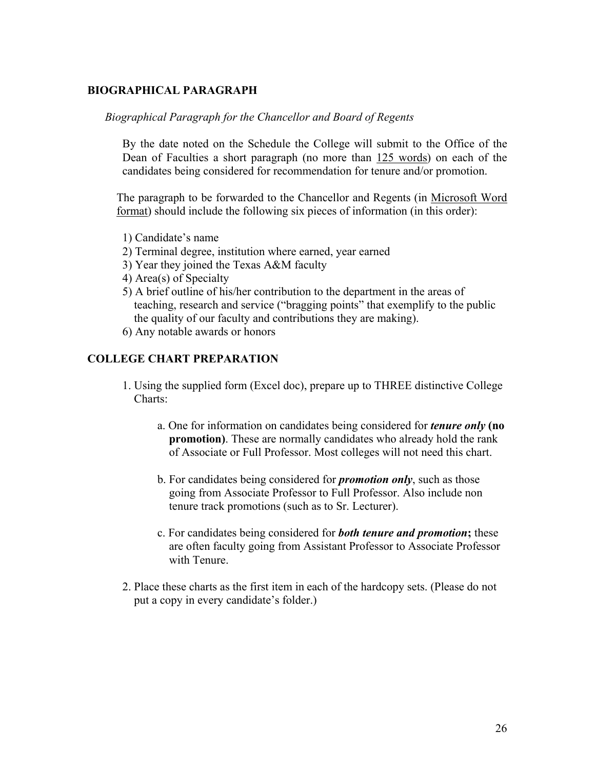## BIOGRAPHICAL PARAGRAPH

*Biographical Paragraph for the Chancellor and Board of Regents*

By the date noted on the Schedule the College will submit to the Office of the Dean of Faculties a short paragraph (no more than 125 words) on each of the candidates being considered for recommendation for tenure and/or promotion.

The paragraph to be forwarded to the Chancellor and Regents (in Microsoft Word format) should include the following six pieces of information (in this order):

1) Candidate's name
2) Terminal degree, institution where earned, year earned
3) Year they joined the Texas A&M faculty
4) Area(s) of Specialty
5) A brief outline of his/her contribution to the department in the areas of teaching, research and service ("bragging points" that exemplify to the public the quality of our faculty and contributions they are making).
6) Any notable awards or honors

## COLLEGE CHART PREPARATION

1. Using the supplied form (Excel doc), prepare up to THREE distinctive College Charts:

   a. One for information on candidates being considered for ***tenure only*** **(no promotion)**. These are normally candidates who already hold the rank of Associate or Full Professor. Most colleges will not need this chart.

   b. For candidates being considered for ***promotion only***, such as those going from Associate Professor to Full Professor. Also include non tenure track promotions (such as to Sr. Lecturer).

   c. For candidates being considered for ***both tenure and promotion*****;** these are often faculty going from Assistant Professor to Associate Professor with Tenure.

2. Place these charts as the first item in each of the hardcopy sets. (Please do not put a copy in every candidate's folder.)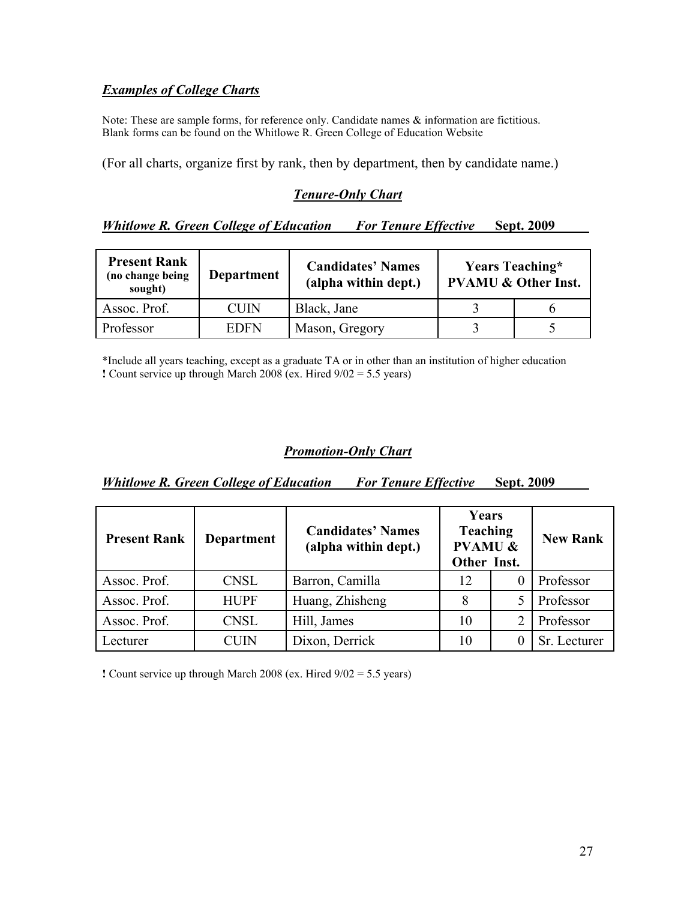## ***Examples of College Charts***

Note: These are sample forms, for reference only. Candidate names & information are fictitious.
Blank forms can be found on the Whitlowe R. Green College of Education Website

(For all charts, organize first by rank, then by department, then by candidate name.)

### ***Tenure-Only Chart***

***Whitlowe R. Green College of Education*** ***For Tenure Effective*** **Sept. 2009**

| **Present Rank (no change being sought)** | **Department** | **Candidates' Names (alpha within dept.)** | **Years Teaching* PVAMU & Other Inst.** | |
|---|---|---|---|---|
| Assoc. Prof. | CUIN | Black, Jane | 3 | 6 |
| Professor | EDFN | Mason, Gregory | 3 | 5 |

*Include all years teaching, except as a graduate TA or in other than an institution of higher education
**!** Count service up through March 2008 (ex. Hired 9/02 = 5.5 years)

### ***Promotion-Only Chart***

***Whitlowe R. Green College of Education*** ***For Tenure Effective*** **Sept. 2009**

| **Present Rank** | **Department** | **Candidates' Names (alpha within dept.)** | **Years Teaching PVAMU & Other Inst.** | | **New Rank** |
|---|---|---|---|---|---|
| Assoc. Prof. | CNSL | Barron, Camilla | 12 | 0 | Professor |
| Assoc. Prof. | HUPF | Huang, Zhisheng | 8 | 5 | Professor |
| Assoc. Prof. | CNSL | Hill, James | 10 | 2 | Professor |
| Lecturer | CUIN | Dixon, Derrick | 10 | 0 | Sr. Lecturer |

**!** Count service up through March 2008 (ex. Hired 9/02 = 5.5 years)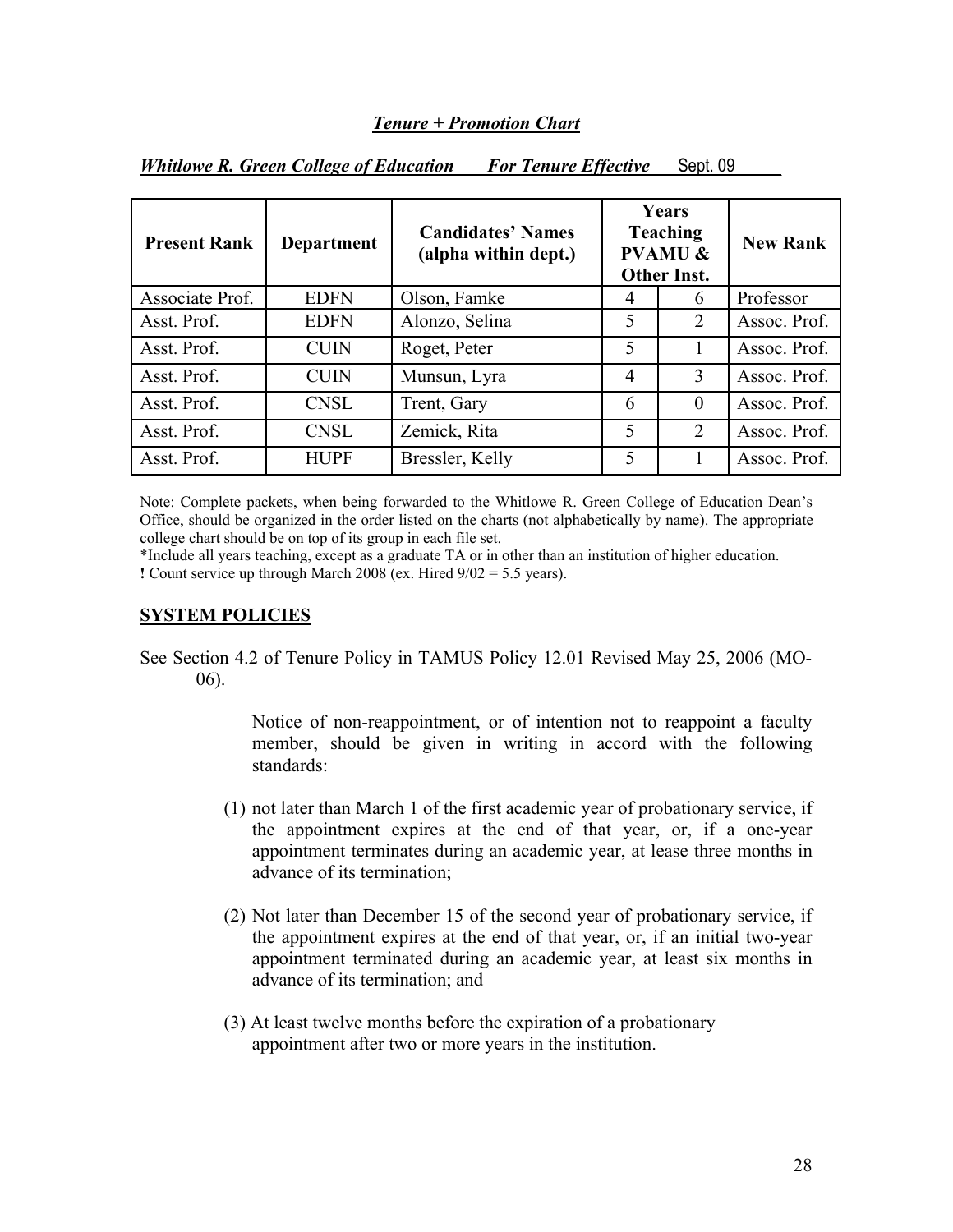## *Tenure + Promotion Chart*

***Whitlowe R. Green College of Education*** ***For Tenure Effective*** Sept. 09

| Present Rank | Department | Candidates' Names (alpha within dept.) | Years Teaching PVAMU & Other Inst. | | New Rank |
|---|---|---|---|---|---|
| Associate Prof. | EDFN | Olson, Famke | 4 | 6 | Professor |
| Asst. Prof. | EDFN | Alonzo, Selina | 5 | 2 | Assoc. Prof. |
| Asst. Prof. | CUIN | Roget, Peter | 5 | 1 | Assoc. Prof. |
| Asst. Prof. | CUIN | Munsun, Lyra | 4 | 3 | Assoc. Prof. |
| Asst. Prof. | CNSL | Trent, Gary | 6 | 0 | Assoc. Prof. |
| Asst. Prof. | CNSL | Zemick, Rita | 5 | 2 | Assoc. Prof. |
| Asst. Prof. | HUPF | Bressler, Kelly | 5 | 1 | Assoc. Prof. |

Note: Complete packets, when being forwarded to the Whitlowe R. Green College of Education Dean's Office, should be organized in the order listed on the charts (not alphabetically by name). The appropriate college chart should be on top of its group in each file set.

*Include all years teaching, except as a graduate TA or in other than an institution of higher education.

**!** Count service up through March 2008 (ex. Hired 9/02 = 5.5 years).

## SYSTEM POLICIES

See Section 4.2 of Tenure Policy in TAMUS Policy 12.01 Revised May 25, 2006 (MO-06).

> Notice of non-reappointment, or of intention not to reappoint a faculty member, should be given in writing in accord with the following standards:
>
> (1) not later than March 1 of the first academic year of probationary service, if the appointment expires at the end of that year, or, if a one-year appointment terminates during an academic year, at lease three months in advance of its termination;
>
> (2) Not later than December 15 of the second year of probationary service, if the appointment expires at the end of that year, or, if an initial two-year appointment terminated during an academic year, at least six months in advance of its termination; and
>
> (3) At least twelve months before the expiration of a probationary appointment after two or more years in the institution.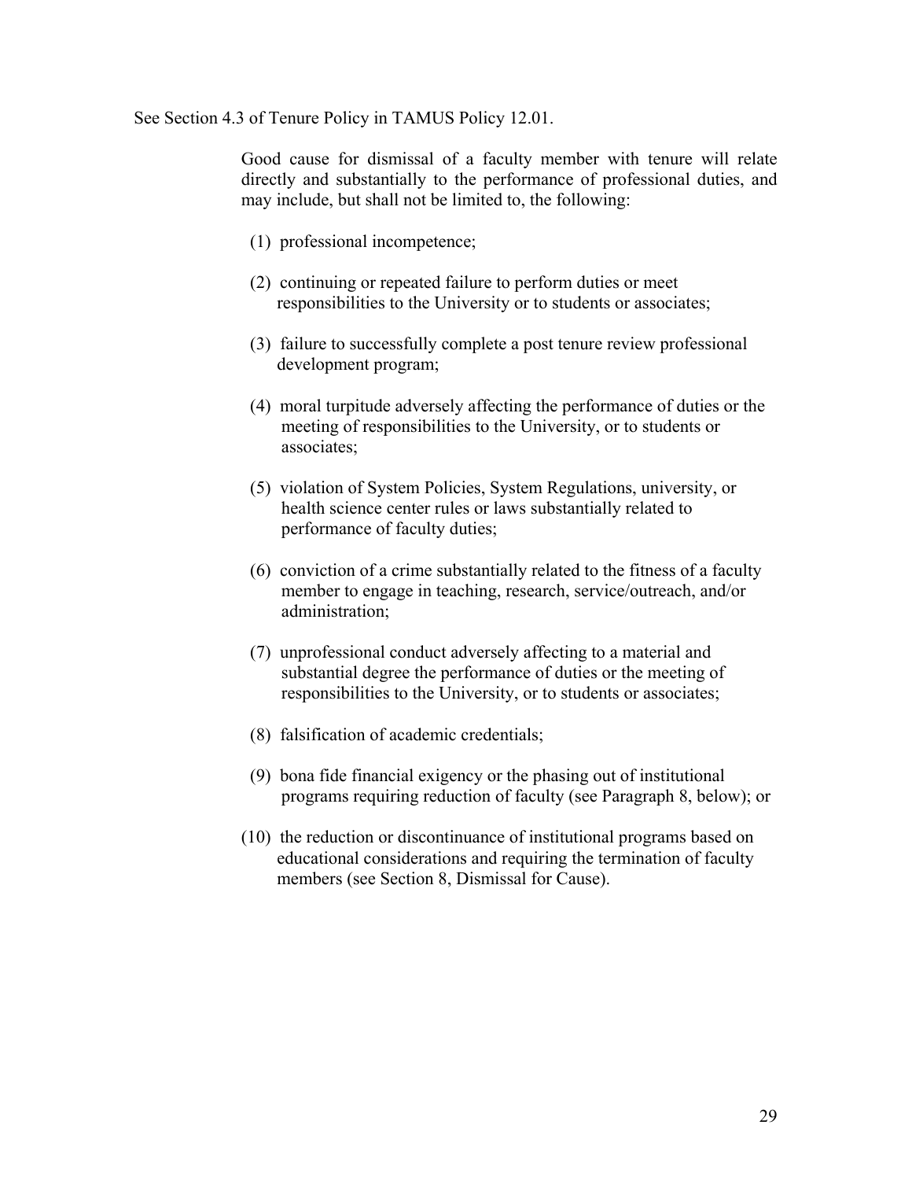See Section 4.3 of Tenure Policy in TAMUS Policy 12.01.

> Good cause for dismissal of a faculty member with tenure will relate directly and substantially to the performance of professional duties, and may include, but shall not be limited to, the following:
>
> (1) professional incompetence;
>
> (2) continuing or repeated failure to perform duties or meet responsibilities to the University or to students or associates;
>
> (3) failure to successfully complete a post tenure review professional development program;
>
> (4) moral turpitude adversely affecting the performance of duties or the meeting of responsibilities to the University, or to students or associates;
>
> (5) violation of System Policies, System Regulations, university, or health science center rules or laws substantially related to performance of faculty duties;
>
> (6) conviction of a crime substantially related to the fitness of a faculty member to engage in teaching, research, service/outreach, and/or administration;
>
> (7) unprofessional conduct adversely affecting to a material and substantial degree the performance of duties or the meeting of responsibilities to the University, or to students or associates;
>
> (8) falsification of academic credentials;
>
> (9) bona fide financial exigency or the phasing out of institutional programs requiring reduction of faculty (see Paragraph 8, below); or
>
> (10) the reduction or discontinuance of institutional programs based on educational considerations and requiring the termination of faculty members (see Section 8, Dismissal for Cause).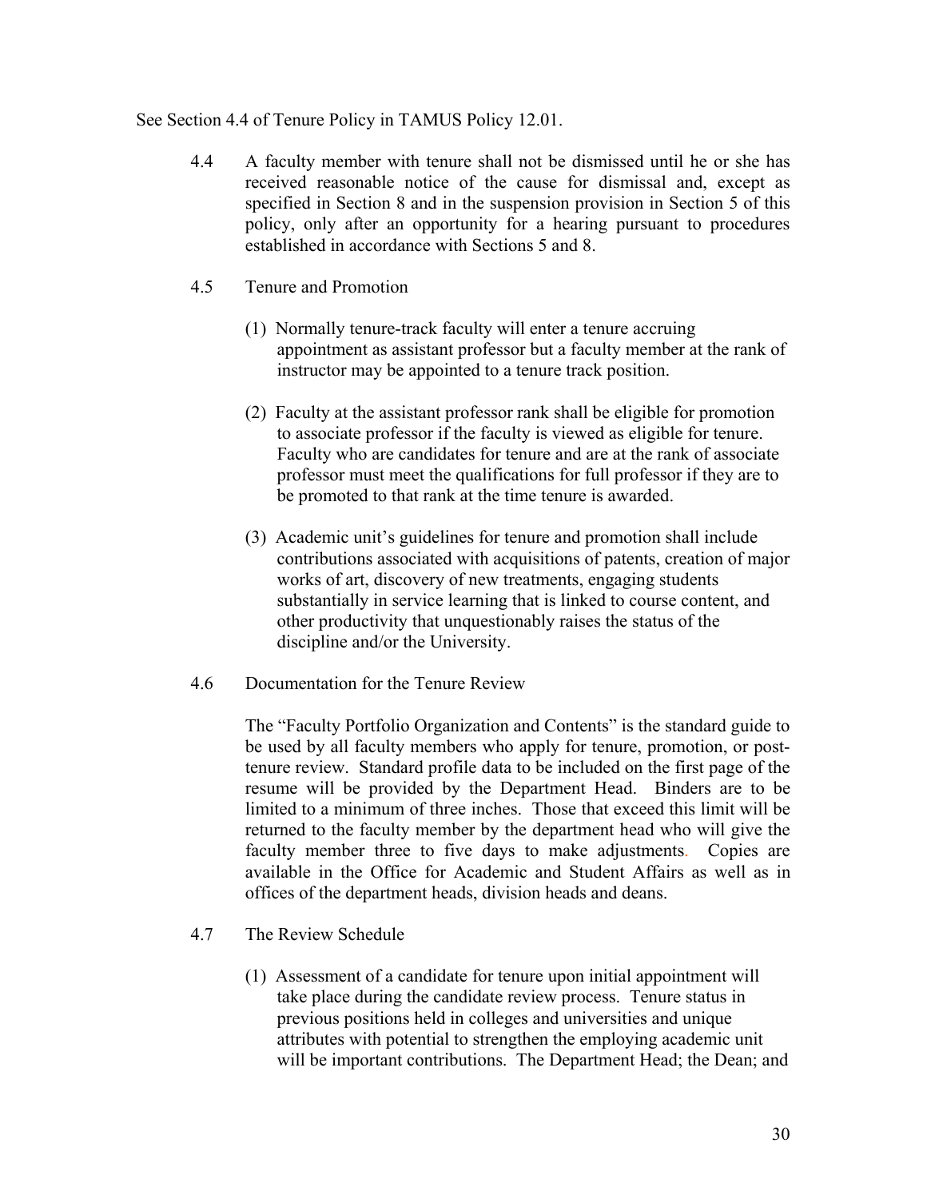See Section 4.4 of Tenure Policy in TAMUS Policy 12.01.

4.4 A faculty member with tenure shall not be dismissed until he or she has received reasonable notice of the cause for dismissal and, except as specified in Section 8 and in the suspension provision in Section 5 of this policy, only after an opportunity for a hearing pursuant to procedures established in accordance with Sections 5 and 8.

4.5 Tenure and Promotion

(1) Normally tenure-track faculty will enter a tenure accruing appointment as assistant professor but a faculty member at the rank of instructor may be appointed to a tenure track position.

(2) Faculty at the assistant professor rank shall be eligible for promotion to associate professor if the faculty is viewed as eligible for tenure. Faculty who are candidates for tenure and are at the rank of associate professor must meet the qualifications for full professor if they are to be promoted to that rank at the time tenure is awarded.

(3) Academic unit's guidelines for tenure and promotion shall include contributions associated with acquisitions of patents, creation of major works of art, discovery of new treatments, engaging students substantially in service learning that is linked to course content, and other productivity that unquestionably raises the status of the discipline and/or the University.

4.6 Documentation for the Tenure Review

The "Faculty Portfolio Organization and Contents" is the standard guide to be used by all faculty members who apply for tenure, promotion, or post-tenure review. Standard profile data to be included on the first page of the resume will be provided by the Department Head. Binders are to be limited to a minimum of three inches. Those that exceed this limit will be returned to the faculty member by the department head who will give the faculty member three to five days to make adjustments. Copies are available in the Office for Academic and Student Affairs as well as in offices of the department heads, division heads and deans.

4.7 The Review Schedule

(1) Assessment of a candidate for tenure upon initial appointment will take place during the candidate review process. Tenure status in previous positions held in colleges and universities and unique attributes with potential to strengthen the employing academic unit will be important contributions. The Department Head; the Dean; and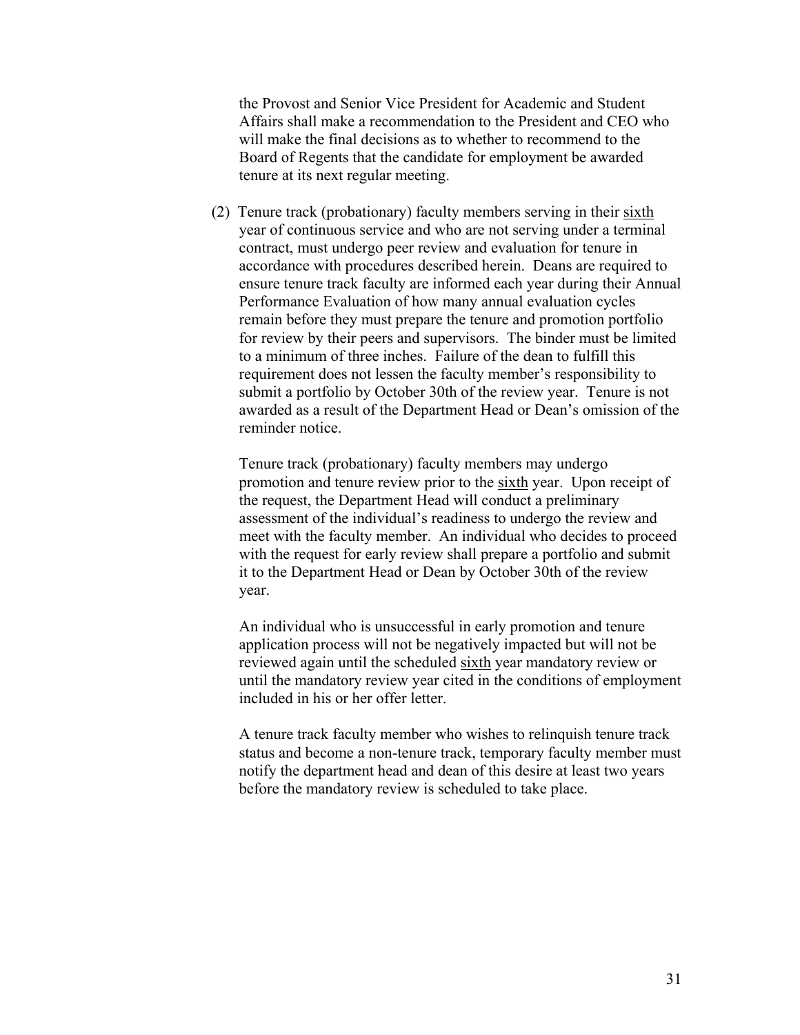the Provost and Senior Vice President for Academic and Student Affairs shall make a recommendation to the President and CEO who will make the final decisions as to whether to recommend to the Board of Regents that the candidate for employment be awarded tenure at its next regular meeting.

(2) Tenure track (probationary) faculty members serving in their <u>sixth</u> year of continuous service and who are not serving under a terminal contract, must undergo peer review and evaluation for tenure in accordance with procedures described herein. Deans are required to ensure tenure track faculty are informed each year during their Annual Performance Evaluation of how many annual evaluation cycles remain before they must prepare the tenure and promotion portfolio for review by their peers and supervisors. The binder must be limited to a minimum of three inches. Failure of the dean to fulfill this requirement does not lessen the faculty member's responsibility to submit a portfolio by October 30th of the review year. Tenure is not awarded as a result of the Department Head or Dean's omission of the reminder notice.

Tenure track (probationary) faculty members may undergo promotion and tenure review prior to the <u>sixth</u> year. Upon receipt of the request, the Department Head will conduct a preliminary assessment of the individual's readiness to undergo the review and meet with the faculty member. An individual who decides to proceed with the request for early review shall prepare a portfolio and submit it to the Department Head or Dean by October 30th of the review year.

An individual who is unsuccessful in early promotion and tenure application process will not be negatively impacted but will not be reviewed again until the scheduled <u>sixth</u> year mandatory review or until the mandatory review year cited in the conditions of employment included in his or her offer letter.

A tenure track faculty member who wishes to relinquish tenure track status and become a non-tenure track, temporary faculty member must notify the department head and dean of this desire at least two years before the mandatory review is scheduled to take place.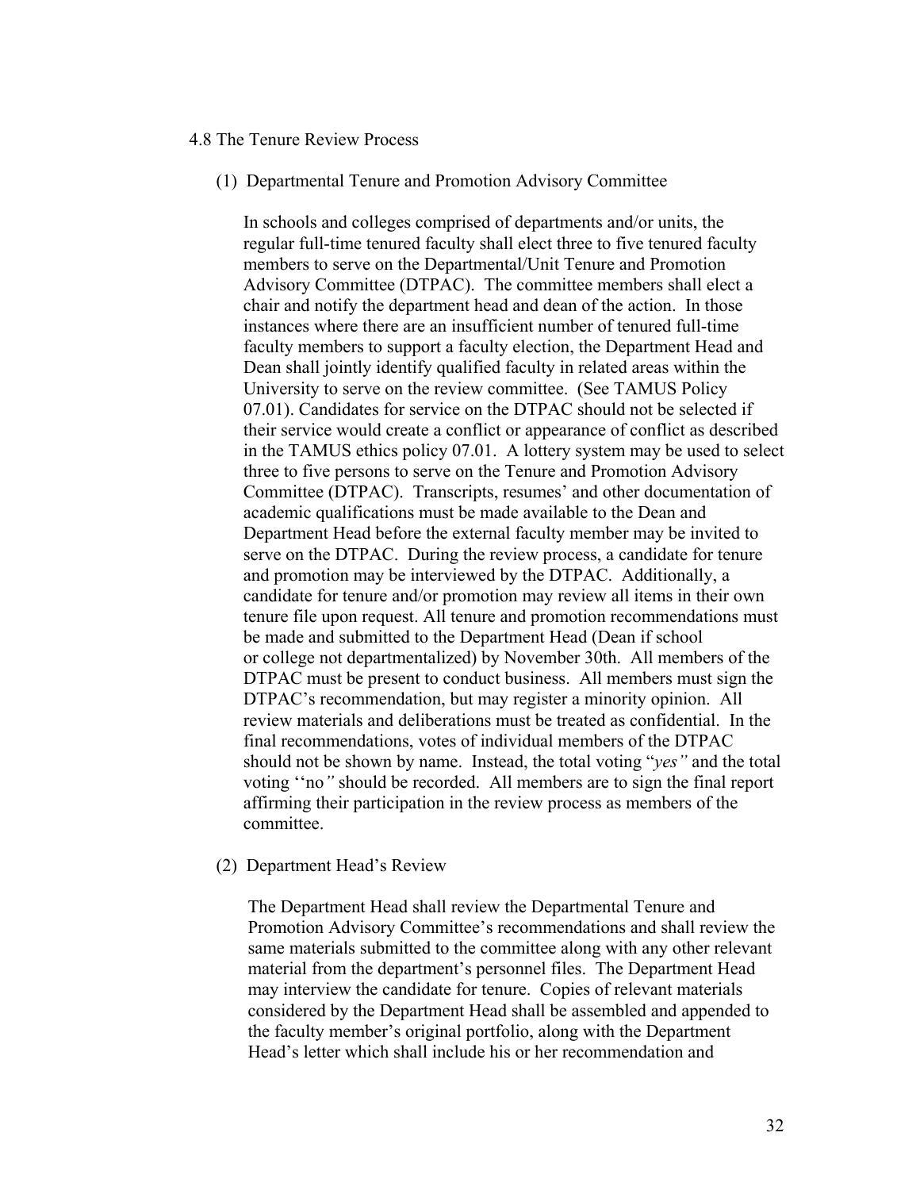## 4.8 The Tenure Review Process

(1) Departmental Tenure and Promotion Advisory Committee

In schools and colleges comprised of departments and/or units, the regular full-time tenured faculty shall elect three to five tenured faculty members to serve on the Departmental/Unit Tenure and Promotion Advisory Committee (DTPAC). The committee members shall elect a chair and notify the department head and dean of the action. In those instances where there are an insufficient number of tenured full-time faculty members to support a faculty election, the Department Head and Dean shall jointly identify qualified faculty in related areas within the University to serve on the review committee. (See TAMUS Policy 07.01). Candidates for service on the DTPAC should not be selected if their service would create a conflict or appearance of conflict as described in the TAMUS ethics policy 07.01. A lottery system may be used to select three to five persons to serve on the Tenure and Promotion Advisory Committee (DTPAC). Transcripts, resumes' and other documentation of academic qualifications must be made available to the Dean and Department Head before the external faculty member may be invited to serve on the DTPAC. During the review process, a candidate for tenure and promotion may be interviewed by the DTPAC. Additionally, a candidate for tenure and/or promotion may review all items in their own tenure file upon request. All tenure and promotion recommendations must be made and submitted to the Department Head (Dean if school or college not departmentalized) by November 30th. All members of the DTPAC must be present to conduct business. All members must sign the DTPAC's recommendation, but may register a minority opinion. All review materials and deliberations must be treated as confidential. In the final recommendations, votes of individual members of the DTPAC should not be shown by name. Instead, the total voting "*yes"* and the total voting ''no*"* should be recorded. All members are to sign the final report affirming their participation in the review process as members of the committee.

(2) Department Head's Review

The Department Head shall review the Departmental Tenure and Promotion Advisory Committee's recommendations and shall review the same materials submitted to the committee along with any other relevant material from the department's personnel files. The Department Head may interview the candidate for tenure. Copies of relevant materials considered by the Department Head shall be assembled and appended to the faculty member's original portfolio, along with the Department Head's letter which shall include his or her recommendation and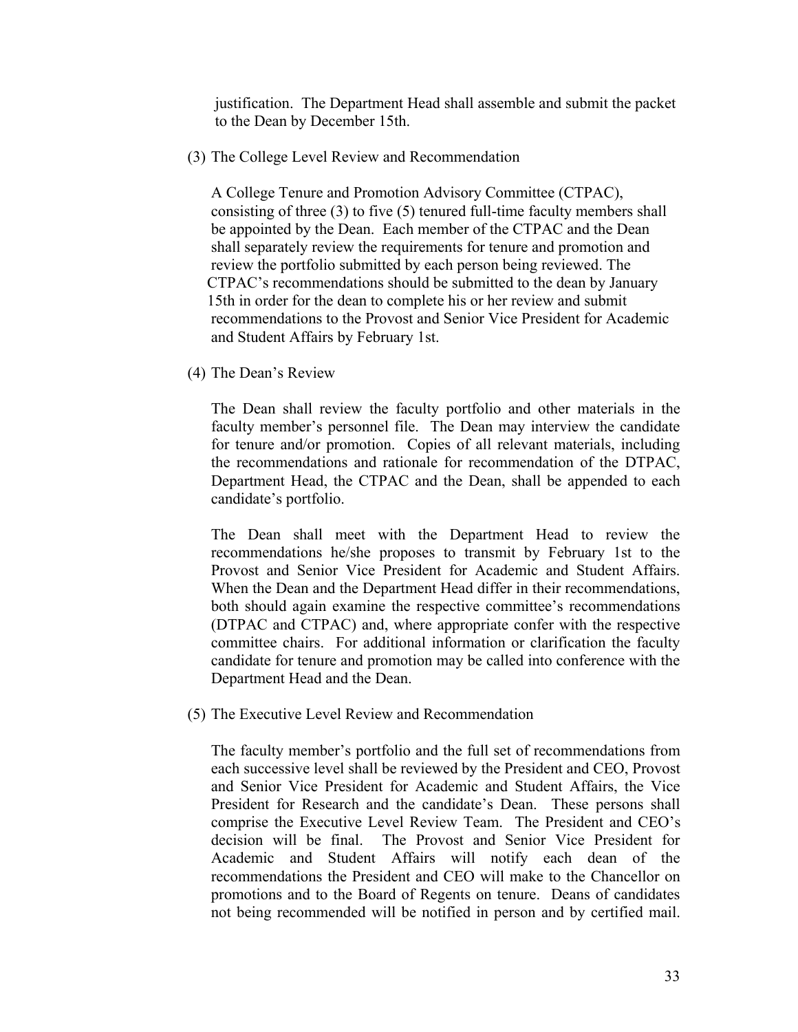justification. The Department Head shall assemble and submit the packet to the Dean by December 15th.

(3) The College Level Review and Recommendation

A College Tenure and Promotion Advisory Committee (CTPAC), consisting of three (3) to five (5) tenured full-time faculty members shall be appointed by the Dean. Each member of the CTPAC and the Dean shall separately review the requirements for tenure and promotion and review the portfolio submitted by each person being reviewed. The CTPAC's recommendations should be submitted to the dean by January 15th in order for the dean to complete his or her review and submit recommendations to the Provost and Senior Vice President for Academic and Student Affairs by February 1st.

(4) The Dean's Review

The Dean shall review the faculty portfolio and other materials in the faculty member's personnel file. The Dean may interview the candidate for tenure and/or promotion. Copies of all relevant materials, including the recommendations and rationale for recommendation of the DTPAC, Department Head, the CTPAC and the Dean, shall be appended to each candidate's portfolio.

The Dean shall meet with the Department Head to review the recommendations he/she proposes to transmit by February 1st to the Provost and Senior Vice President for Academic and Student Affairs. When the Dean and the Department Head differ in their recommendations, both should again examine the respective committee's recommendations (DTPAC and CTPAC) and, where appropriate confer with the respective committee chairs. For additional information or clarification the faculty candidate for tenure and promotion may be called into conference with the Department Head and the Dean.

(5) The Executive Level Review and Recommendation

The faculty member's portfolio and the full set of recommendations from each successive level shall be reviewed by the President and CEO, Provost and Senior Vice President for Academic and Student Affairs, the Vice President for Research and the candidate's Dean. These persons shall comprise the Executive Level Review Team. The President and CEO's decision will be final. The Provost and Senior Vice President for Academic and Student Affairs will notify each dean of the recommendations the President and CEO will make to the Chancellor on promotions and to the Board of Regents on tenure. Deans of candidates not being recommended will be notified in person and by certified mail.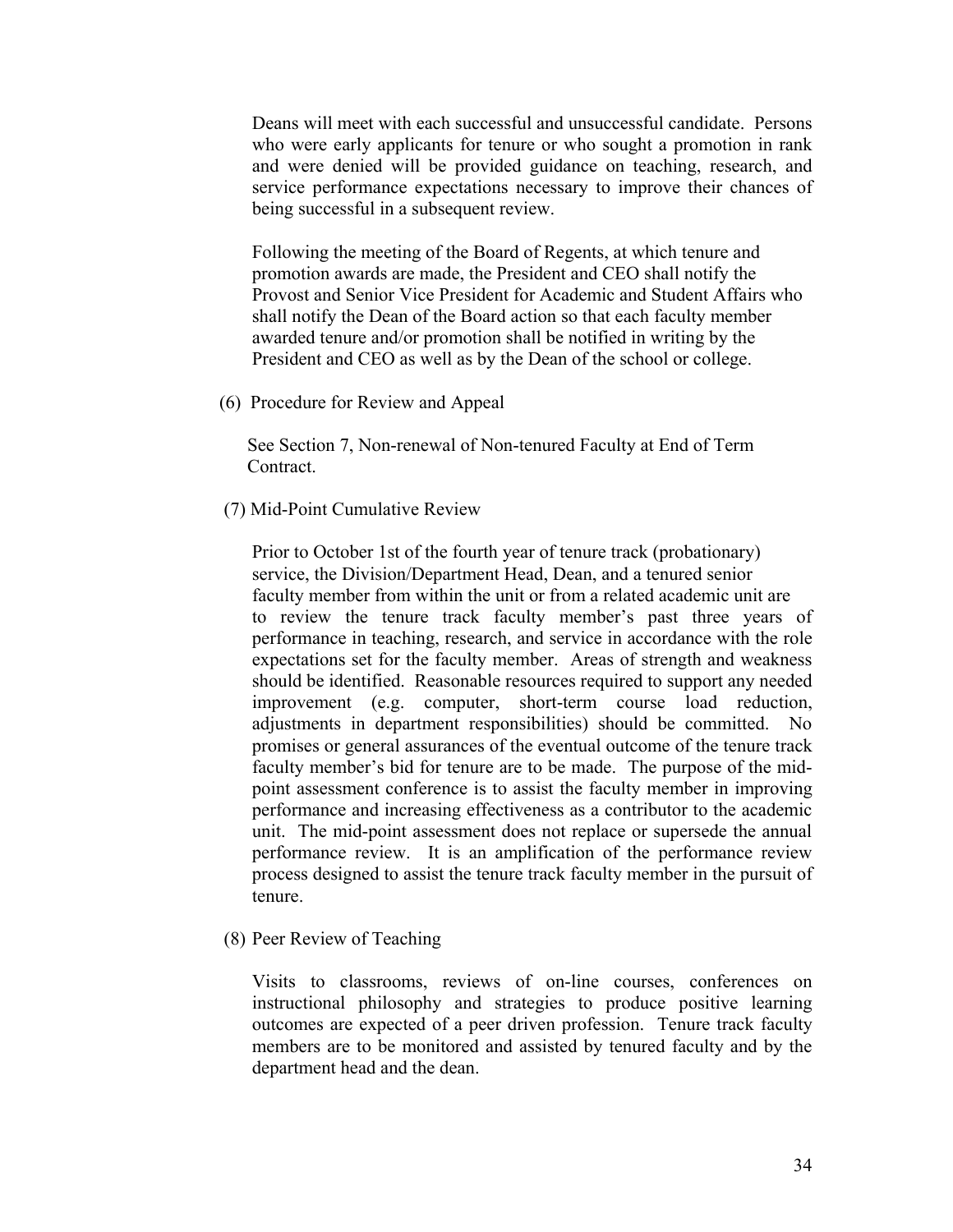Deans will meet with each successful and unsuccessful candidate. Persons who were early applicants for tenure or who sought a promotion in rank and were denied will be provided guidance on teaching, research, and service performance expectations necessary to improve their chances of being successful in a subsequent review.

Following the meeting of the Board of Regents, at which tenure and promotion awards are made, the President and CEO shall notify the Provost and Senior Vice President for Academic and Student Affairs who shall notify the Dean of the Board action so that each faculty member awarded tenure and/or promotion shall be notified in writing by the President and CEO as well as by the Dean of the school or college.

(6) Procedure for Review and Appeal

See Section 7, Non-renewal of Non-tenured Faculty at End of Term Contract.

(7) Mid-Point Cumulative Review

Prior to October 1st of the fourth year of tenure track (probationary) service, the Division/Department Head, Dean, and a tenured senior faculty member from within the unit or from a related academic unit are to review the tenure track faculty member's past three years of performance in teaching, research, and service in accordance with the role expectations set for the faculty member. Areas of strength and weakness should be identified. Reasonable resources required to support any needed improvement (e.g. computer, short-term course load reduction, adjustments in department responsibilities) should be committed. No promises or general assurances of the eventual outcome of the tenure track faculty member's bid for tenure are to be made. The purpose of the mid-point assessment conference is to assist the faculty member in improving performance and increasing effectiveness as a contributor to the academic unit. The mid-point assessment does not replace or supersede the annual performance review. It is an amplification of the performance review process designed to assist the tenure track faculty member in the pursuit of tenure.

(8) Peer Review of Teaching

Visits to classrooms, reviews of on-line courses, conferences on instructional philosophy and strategies to produce positive learning outcomes are expected of a peer driven profession. Tenure track faculty members are to be monitored and assisted by tenured faculty and by the department head and the dean.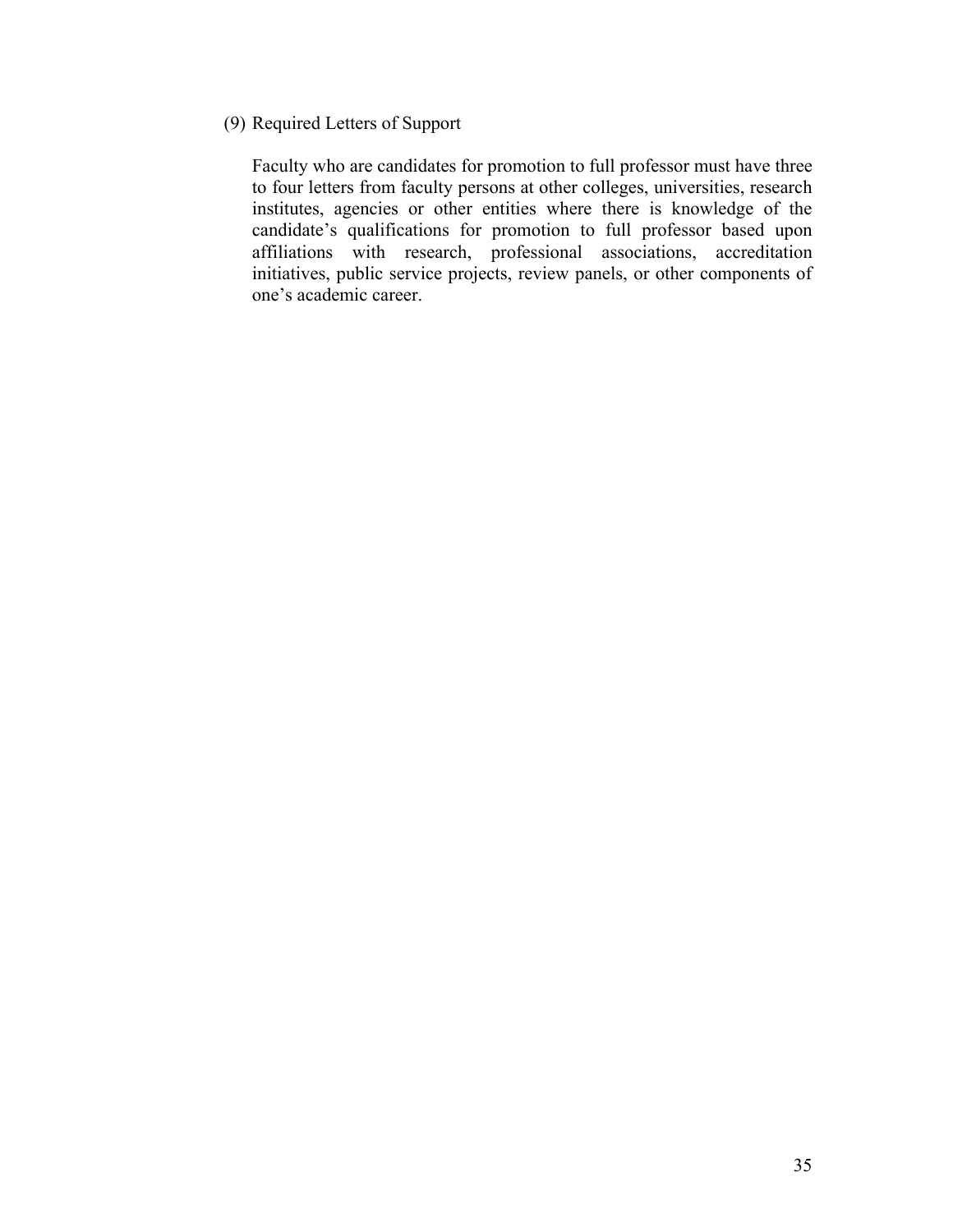(9) Required Letters of Support

Faculty who are candidates for promotion to full professor must have three to four letters from faculty persons at other colleges, universities, research institutes, agencies or other entities where there is knowledge of the candidate's qualifications for promotion to full professor based upon affiliations with research, professional associations, accreditation initiatives, public service projects, review panels, or other components of one's academic career.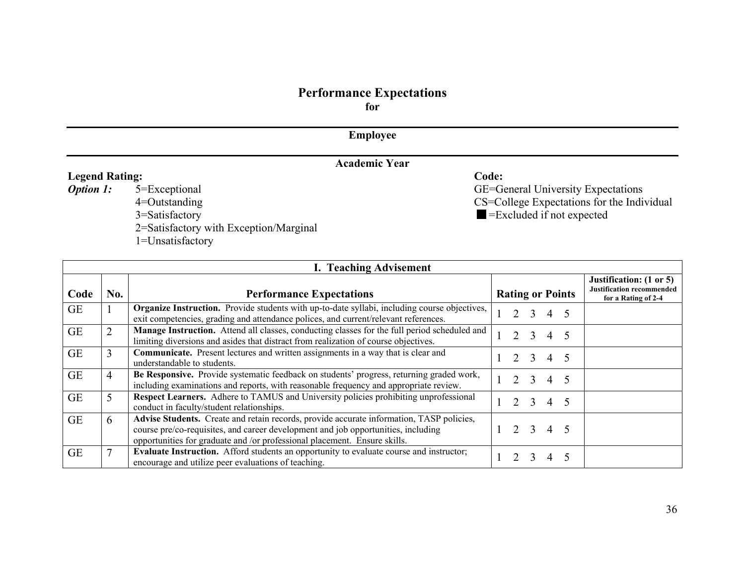# Performance Expectations

**for**

---

**Employee**

---

**Academic Year**

**Legend Rating:**

***Option 1:***
- 5=Exceptional
- 4=Outstanding
- 3=Satisfactory
- 2=Satisfactory with Exception/Marginal
- 1=Unsatisfactory

**Code:**
- GE=General University Expectations
- CS=College Expectations for the Individual
- ■ =Excluded if not expected

| **I. Teaching Advisement** | | | | |
|---|---|---|---|---|
| **Code** | **No.** | **Performance Expectations** | **Rating or Points** | **Justification: (1 or 5)** Justification recommended for a Rating of 2-4 |
| GE | 1 | **Organize Instruction.** Provide students with up-to-date syllabi, including course objectives, exit competencies, grading and attendance polices, and current/relevant references. | 1 2 3 4 5 | |
| GE | 2 | **Manage Instruction.** Attend all classes, conducting classes for the full period scheduled and limiting diversions and asides that distract from realization of course objectives. | 1 2 3 4 5 | |
| GE | 3 | **Communicate.** Present lectures and written assignments in a way that is clear and understandable to students. | 1 2 3 4 5 | |
| GE | 4 | **Be Responsive.** Provide systematic feedback on students' progress, returning graded work, including examinations and reports, with reasonable frequency and appropriate review. | 1 2 3 4 5 | |
| GE | 5 | **Respect Learners.** Adhere to TAMUS and University policies prohibiting unprofessional conduct in faculty/student relationships. | 1 2 3 4 5 | |
| GE | 6 | **Advise Students.** Create and retain records, provide accurate information, TASP policies, course pre/co-requisites, and career development and job opportunities, including opportunities for graduate and /or professional placement. Ensure skills. | 1 2 3 4 5 | |
| GE | 7 | **Evaluate Instruction.** Afford students an opportunity to evaluate course and instructor; encourage and utilize peer evaluations of teaching. | 1 2 3 4 5 | |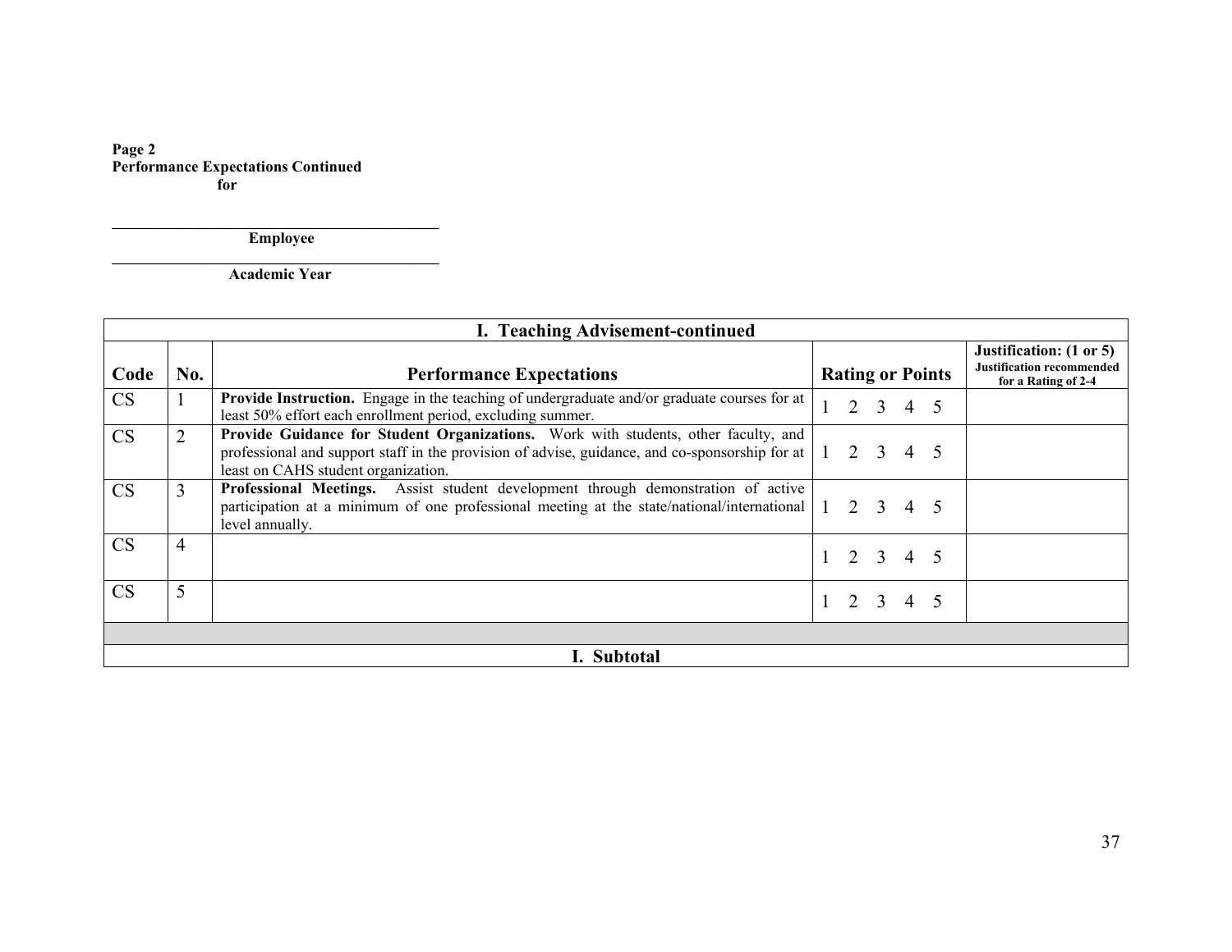**Page 2**
**Performance Expectations Continued**
**for**

______________________________________________
**Employee**

______________________________________________
**Academic Year**

| **I. Teaching Advisement-continued** | | | | |
|---|---|---|---|---|
| **Code** | **No.** | **Performance Expectations** | **Rating or Points** | **Justification: (1 or 5)** **Justification recommended for a Rating of 2-4** |
| CS | 1 | **Provide Instruction.** Engage in the teaching of undergraduate and/or graduate courses for at least 50% effort each enrollment period, excluding summer. | 1 2 3 4 5 | |
| CS | 2 | **Provide Guidance for Student Organizations.** Work with students, other faculty, and professional and support staff in the provision of advise, guidance, and co-sponsorship for at least on CAHS student organization. | 1 2 3 4 5 | |
| CS | 3 | **Professional Meetings.** Assist student development through demonstration of active participation at a minimum of one professional meeting at the state/national/international level annually. | 1 2 3 4 5 | |
| CS | 4 | | 1 2 3 4 5 | |
| CS | 5 | | 1 2 3 4 5 | |
| | | | | |
| **I. Subtotal** | | | | |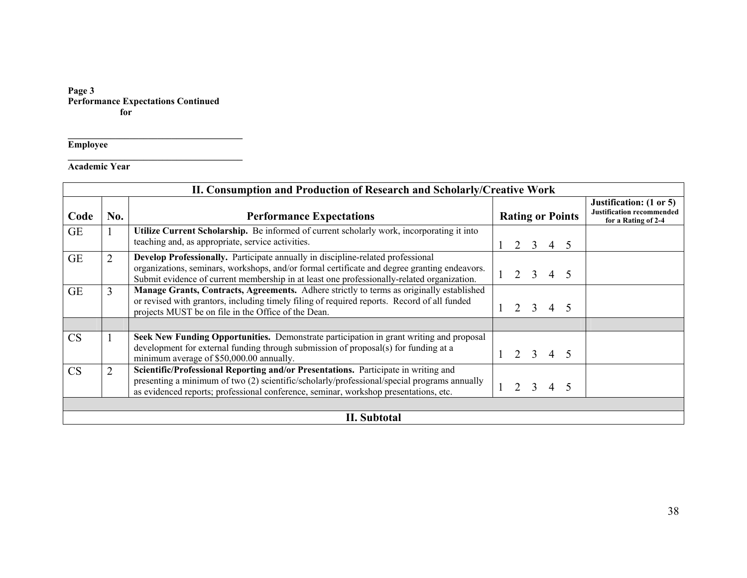**Page 3**
**Performance Expectations Continued**
**for**

**Employee** ________________________________

**Academic Year** ________________________________

| **II. Consumption and Production of Research and Scholarly/Creative Work** | | | | |
|---|---|---|---|---|
| **Code** | **No.** | **Performance Expectations** | **Rating or Points** | **Justification: (1 or 5)** **Justification recommended for a Rating of 2-4** |
| GE | 1 | **Utilize Current Scholarship.** Be informed of current scholarly work, incorporating it into teaching and, as appropriate, service activities. | 1 2 3 4 5 | |
| GE | 2 | **Develop Professionally.** Participate annually in discipline-related professional organizations, seminars, workshops, and/or formal certificate and degree granting endeavors. Submit evidence of current membership in at least one professionally-related organization. | 1 2 3 4 5 | |
| GE | 3 | **Manage Grants, Contracts, Agreements.** Adhere strictly to terms as originally established or revised with grantors, including timely filing of required reports. Record of all funded projects MUST be on file in the Office of the Dean. | 1 2 3 4 5 | |
| | | | | |
| CS | 1 | **Seek New Funding Opportunities.** Demonstrate participation in grant writing and proposal development for external funding through submission of proposal(s) for funding at a minimum average of $50,000.00 annually. | 1 2 3 4 5 | |
| CS | 2 | **Scientific/Professional Reporting and/or Presentations.** Participate in writing and presenting a minimum of two (2) scientific/scholarly/professional/special programs annually as evidenced reports; professional conference, seminar, workshop presentations, etc. | 1 2 3 4 5 | |
| | | | | |
| **II. Subtotal** | | | | |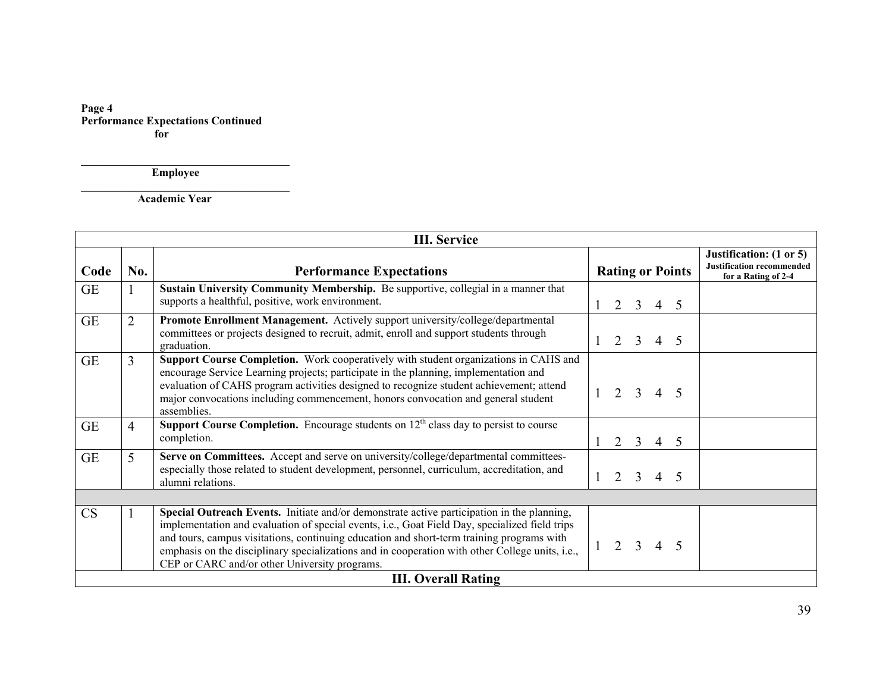**Page 4**
**Performance Expectations Continued**
**for**

\_\_\_\_\_\_\_\_\_\_\_\_\_\_\_\_\_\_\_\_\_\_\_\_\_\_\_\_\_\_\_\_\_\_\_\_\_\_
**Employee**

\_\_\_\_\_\_\_\_\_\_\_\_\_\_\_\_\_\_\_\_\_\_\_\_\_\_\_\_\_\_\_\_\_\_\_\_\_\_
**Academic Year**

| **III. Service** | | | | |
|---|---|---|---|---|
| **Code** | **No.** | **Performance Expectations** | **Rating or Points** | **Justification: (1 or 5)** **Justification recommended for a Rating of 2-4** |
| GE | 1 | **Sustain University Community Membership.** Be supportive, collegial in a manner that supports a healthful, positive, work environment. | 1 2 3 4 5 | |
| GE | 2 | **Promote Enrollment Management.** Actively support university/college/departmental committees or projects designed to recruit, admit, enroll and support students through graduation. | 1 2 3 4 5 | |
| GE | 3 | **Support Course Completion.** Work cooperatively with student organizations in CAHS and encourage Service Learning projects; participate in the planning, implementation and evaluation of CAHS program activities designed to recognize student achievement; attend major convocations including commencement, honors convocation and general student assemblies. | 1 2 3 4 5 | |
| GE | 4 | **Support Course Completion.** Encourage students on 12th class day to persist to course completion. | 1 2 3 4 5 | |
| GE | 5 | **Serve on Committees.** Accept and serve on university/college/departmental committees-especially those related to student development, personnel, curriculum, accreditation, and alumni relations. | 1 2 3 4 5 | |
| | | | | |
| CS | 1 | **Special Outreach Events.** Initiate and/or demonstrate active participation in the planning, implementation and evaluation of special events, i.e., Goat Field Day, specialized field trips and tours, campus visitations, continuing education and short-term training programs with emphasis on the disciplinary specializations and in cooperation with other College units, i.e., CEP or CARC and/or other University programs. | 1 2 3 4 5 | |
| **III. Overall Rating** | | | | |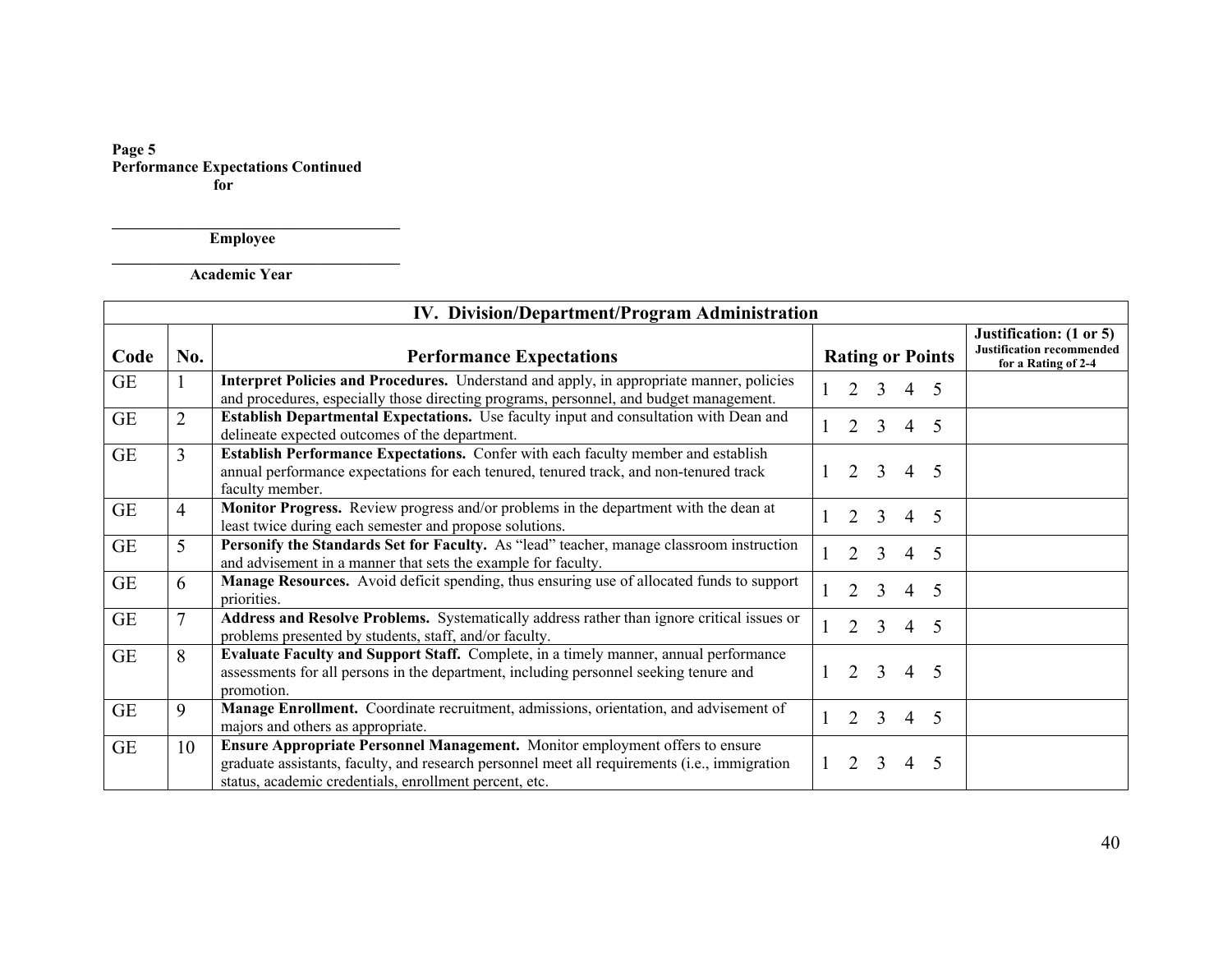**Page 5**
**Performance Expectations Continued**
**for**

______________________________
**Employee**

______________________________
**Academic Year**

| **IV. Division/Department/Program Administration** | | | | |
|---|---|---|---|---|
| **Code** | **No.** | **Performance Expectations** | **Rating or Points** | **Justification: (1 or 5)** **Justification recommended for a Rating of 2-4** |
| GE | 1 | **Interpret Policies and Procedures.** Understand and apply, in appropriate manner, policies and procedures, especially those directing programs, personnel, and budget management. | 1 2 3 4 5 | |
| GE | 2 | **Establish Departmental Expectations.** Use faculty input and consultation with Dean and delineate expected outcomes of the department. | 1 2 3 4 5 | |
| GE | 3 | **Establish Performance Expectations.** Confer with each faculty member and establish annual performance expectations for each tenured, tenured track, and non-tenured track faculty member. | 1 2 3 4 5 | |
| GE | 4 | **Monitor Progress.** Review progress and/or problems in the department with the dean at least twice during each semester and propose solutions. | 1 2 3 4 5 | |
| GE | 5 | **Personify the Standards Set for Faculty.** As "lead" teacher, manage classroom instruction and advisement in a manner that sets the example for faculty. | 1 2 3 4 5 | |
| GE | 6 | **Manage Resources.** Avoid deficit spending, thus ensuring use of allocated funds to support priorities. | 1 2 3 4 5 | |
| GE | 7 | **Address and Resolve Problems.** Systematically address rather than ignore critical issues or problems presented by students, staff, and/or faculty. | 1 2 3 4 5 | |
| GE | 8 | **Evaluate Faculty and Support Staff.** Complete, in a timely manner, annual performance assessments for all persons in the department, including personnel seeking tenure and promotion. | 1 2 3 4 5 | |
| GE | 9 | **Manage Enrollment.** Coordinate recruitment, admissions, orientation, and advisement of majors and others as appropriate. | 1 2 3 4 5 | |
| GE | 10 | **Ensure Appropriate Personnel Management.** Monitor employment offers to ensure graduate assistants, faculty, and research personnel meet all requirements (i.e., immigration status, academic credentials, enrollment percent, etc. | 1 2 3 4 5 | |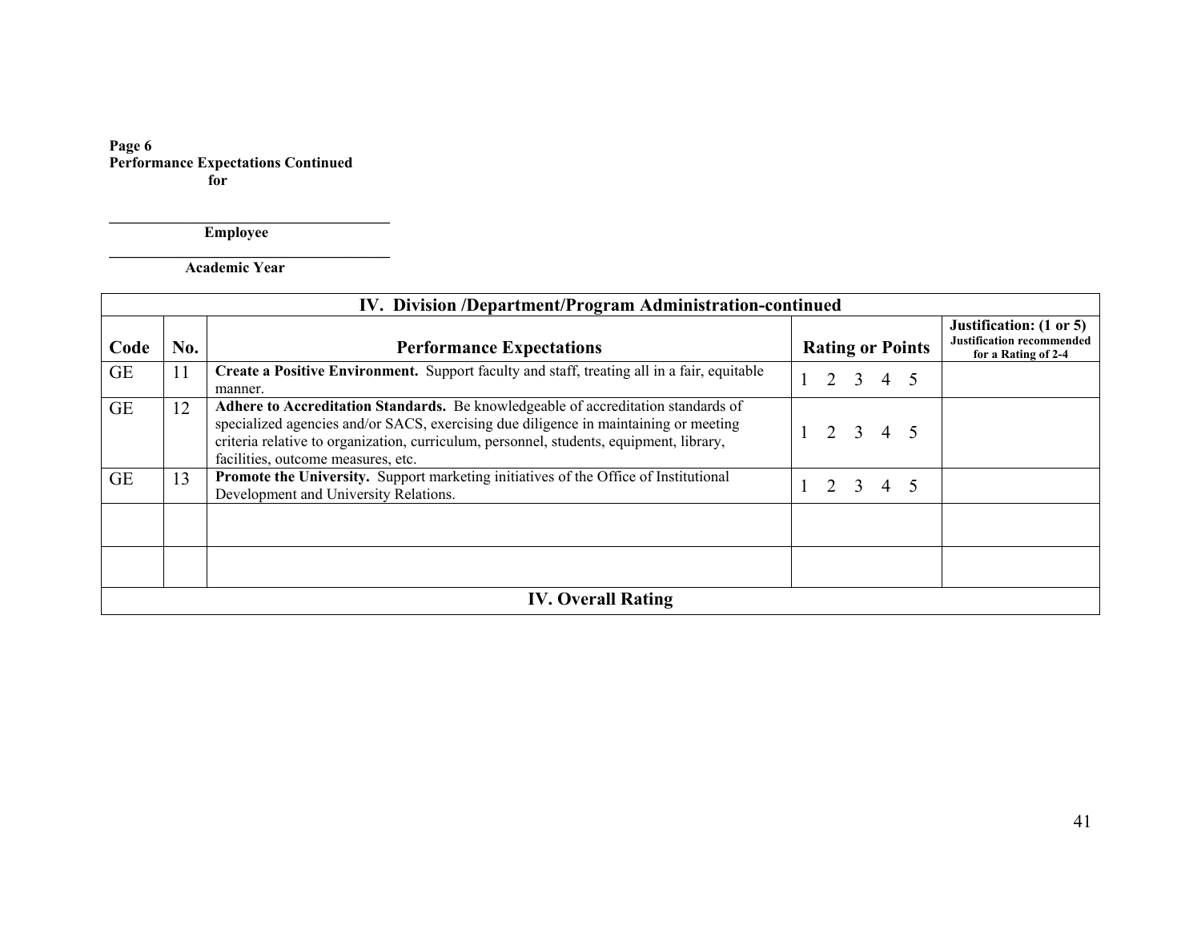**Page 6**
**Performance Expectations Continued**
**for**

______________________________
**Employee**

______________________________
**Academic Year**

| IV. Division /Department/Program Administration-continued | | | | |
|---|---|---|---|---|
| **Code** | **No.** | **Performance Expectations** | **Rating or Points** | **Justification: (1 or 5)** **Justification recommended for a Rating of 2-4** |
| GE | 11 | **Create a Positive Environment.** Support faculty and staff, treating all in a fair, equitable manner. | 1 2 3 4 5 | |
| GE | 12 | **Adhere to Accreditation Standards.** Be knowledgeable of accreditation standards of specialized agencies and/or SACS, exercising due diligence in maintaining or meeting criteria relative to organization, curriculum, personnel, students, equipment, library, facilities, outcome measures, etc. | 1 2 3 4 5 | |
| GE | 13 | **Promote the University.** Support marketing initiatives of the Office of Institutional Development and University Relations. | 1 2 3 4 5 | |
| | | | | |
| | | | | |
| **IV. Overall Rating** | | | | |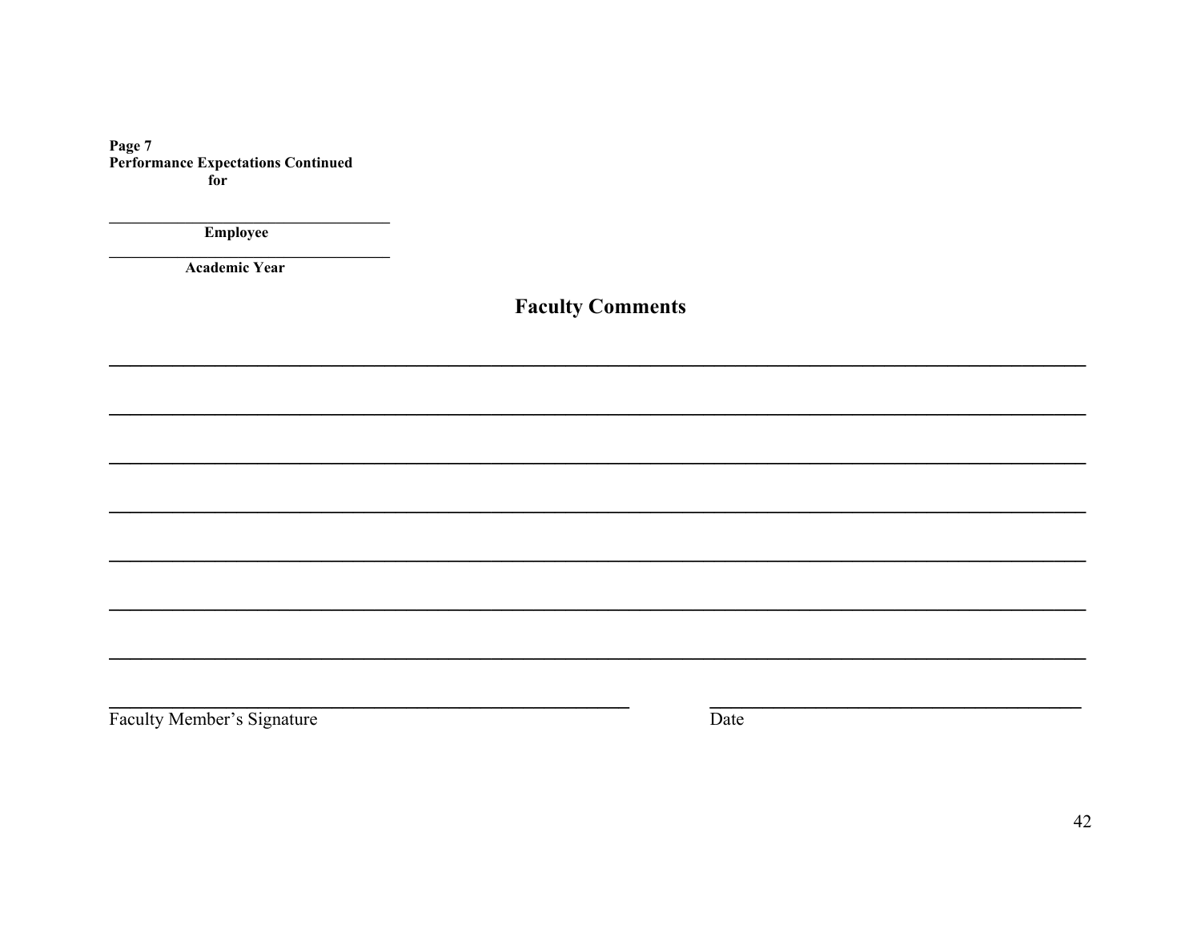**Page 7**
**Performance Expectations Continued**
**for**

\_\_\_\_\_\_\_\_\_\_\_\_\_\_\_\_\_\_\_\_\_\_\_\_\_\_\_\_\_\_\_\_\_\_\_
**Employee**

\_\_\_\_\_\_\_\_\_\_\_\_\_\_\_\_\_\_\_\_\_\_\_\_\_\_\_\_\_\_\_\_\_\_\_
**Academic Year**

## Faculty Comments

\_\_\_\_\_\_\_\_\_\_\_\_\_\_\_\_\_\_\_\_\_\_\_\_\_\_\_\_\_\_\_\_\_\_\_\_\_\_\_\_\_\_\_\_\_\_\_\_\_\_\_\_\_\_\_\_\_\_\_\_\_\_\_\_\_\_\_\_\_\_\_\_\_\_\_\_\_\_\_\_\_\_\_\_\_\_\_\_\_\_\_\_\_\_\_\_\_\_\_\_\_\_\_\_\_\_\_\_

\_\_\_\_\_\_\_\_\_\_\_\_\_\_\_\_\_\_\_\_\_\_\_\_\_\_\_\_\_\_\_\_\_\_\_\_\_\_\_\_\_\_\_\_\_\_\_\_\_\_\_\_\_\_\_\_\_\_\_\_\_\_\_\_\_\_\_\_\_\_\_\_\_\_\_\_\_\_\_\_\_\_\_\_\_\_\_\_\_\_\_\_\_\_\_\_\_\_\_\_\_\_\_\_\_\_\_\_

\_\_\_\_\_\_\_\_\_\_\_\_\_\_\_\_\_\_\_\_\_\_\_\_\_\_\_\_\_\_\_\_\_\_\_\_\_\_\_\_\_\_\_\_\_\_\_\_\_\_\_\_\_\_\_\_\_\_\_\_\_\_\_\_\_\_\_\_\_\_\_\_\_\_\_\_\_\_\_\_\_\_\_\_\_\_\_\_\_\_\_\_\_\_\_\_\_\_\_\_\_\_\_\_\_\_\_\_

\_\_\_\_\_\_\_\_\_\_\_\_\_\_\_\_\_\_\_\_\_\_\_\_\_\_\_\_\_\_\_\_\_\_\_\_\_\_\_\_\_\_\_\_\_\_\_\_\_\_\_\_\_\_\_\_\_\_\_\_\_\_\_\_\_\_\_\_\_\_\_\_\_\_\_\_\_\_\_\_\_\_\_\_\_\_\_\_\_\_\_\_\_\_\_\_\_\_\_\_\_\_\_\_\_\_\_\_

\_\_\_\_\_\_\_\_\_\_\_\_\_\_\_\_\_\_\_\_\_\_\_\_\_\_\_\_\_\_\_\_\_\_\_\_\_\_\_\_\_\_\_\_\_\_\_\_\_\_\_\_\_\_\_\_\_\_\_\_\_\_\_\_\_\_\_\_\_\_\_\_\_\_\_\_\_\_\_\_\_\_\_\_\_\_\_\_\_\_\_\_\_\_\_\_\_\_\_\_\_\_\_\_\_\_\_\_

\_\_\_\_\_\_\_\_\_\_\_\_\_\_\_\_\_\_\_\_\_\_\_\_\_\_\_\_\_\_\_\_\_\_\_\_\_\_\_\_\_\_\_\_\_\_\_\_\_\_\_\_\_\_\_\_\_\_\_\_\_\_\_\_\_\_\_\_\_\_\_\_\_\_\_\_\_\_\_\_\_\_\_\_\_\_\_\_\_\_\_\_\_\_\_\_\_\_\_\_\_\_\_\_\_\_\_\_

\_\_\_\_\_\_\_\_\_\_\_\_\_\_\_\_\_\_\_\_\_\_\_\_\_\_\_\_\_\_\_\_\_\_\_\_\_\_\_\_\_\_\_\_\_\_\_\_\_\_\_\_\_\_\_\_\_\_\_\_\_\_\_\_\_\_\_\_\_\_\_\_\_\_\_\_\_\_\_\_\_\_\_\_\_\_\_\_\_\_\_\_\_\_\_\_\_\_\_\_\_\_\_\_\_\_\_\_

\_\_\_\_\_\_\_\_\_\_\_\_\_\_\_\_\_\_\_\_\_\_\_\_\_\_\_\_\_\_\_\_\_\_\_\_\_\_\_\_\_\_\_\_\_\_\_\_\_\_\_\_\_\_\_\_ \_\_\_\_\_\_\_\_\_\_\_\_\_\_\_\_\_\_\_\_\_\_\_\_\_\_\_\_\_\_\_\_\_\_\_\_\_\_\_\_
Faculty Member's Signature Date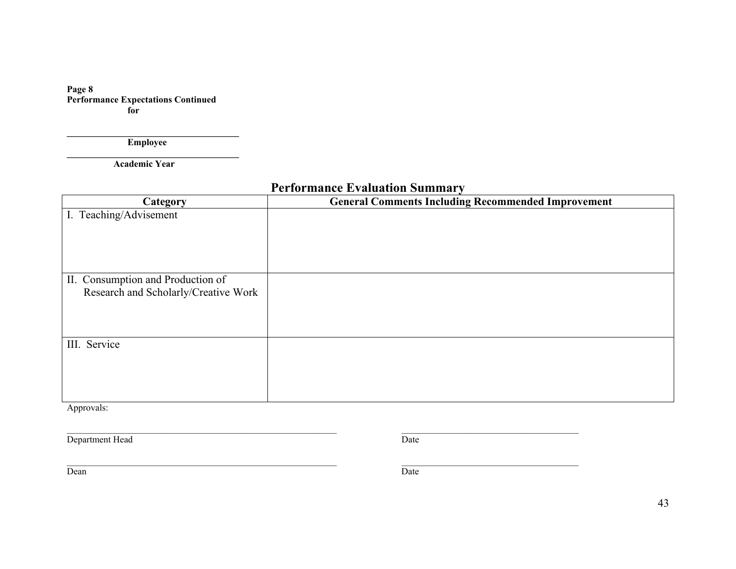**Page 8**
**Performance Expectations Continued**
**for**

______________________________________
**Employee**

______________________________________
**Academic Year**

## Performance Evaluation Summary

| Category | General Comments Including Recommended Improvement |
|---|---|
| I. Teaching/Advisement | |
| II. Consumption and Production of Research and Scholarly/Creative Work | |
| III. Service | |

Approvals:

____________________________________________________________ ________________________________________
Department Head Date

____________________________________________________________ ________________________________________
Dean Date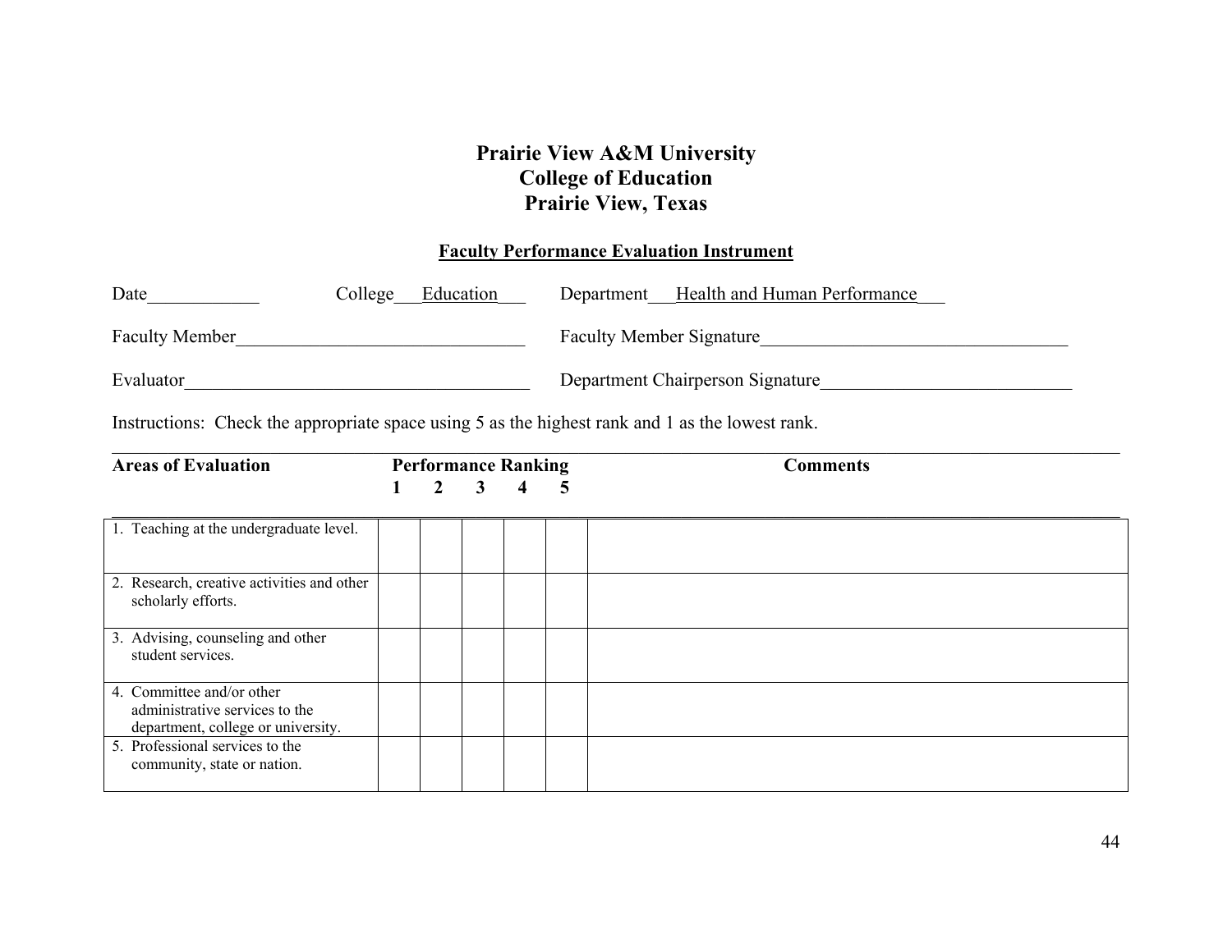# Prairie View A&M University
# College of Education
# Prairie View, Texas

## Faculty Performance Evaluation Instrument

Date____________ College___Education___ Department___Health and Human Performance___

Faculty Member________________________________ Faculty Member Signature__________________________________

Evaluator______________________________________ Department Chairperson Signature____________________________

Instructions: Check the appropriate space using 5 as the highest rank and 1 as the lowest rank.

| Areas of Evaluation | Performance Ranking | | | | | Comments |
|---|---|---|---|---|---|---|
| | 1 | 2 | 3 | 4 | 5 | |
| 1. Teaching at the undergraduate level. | | | | | | |
| 2. Research, creative activities and other scholarly efforts. | | | | | | |
| 3. Advising, counseling and other student services. | | | | | | |
| 4. Committee and/or other administrative services to the department, college or university. | | | | | | |
| 5. Professional services to the community, state or nation. | | | | | | |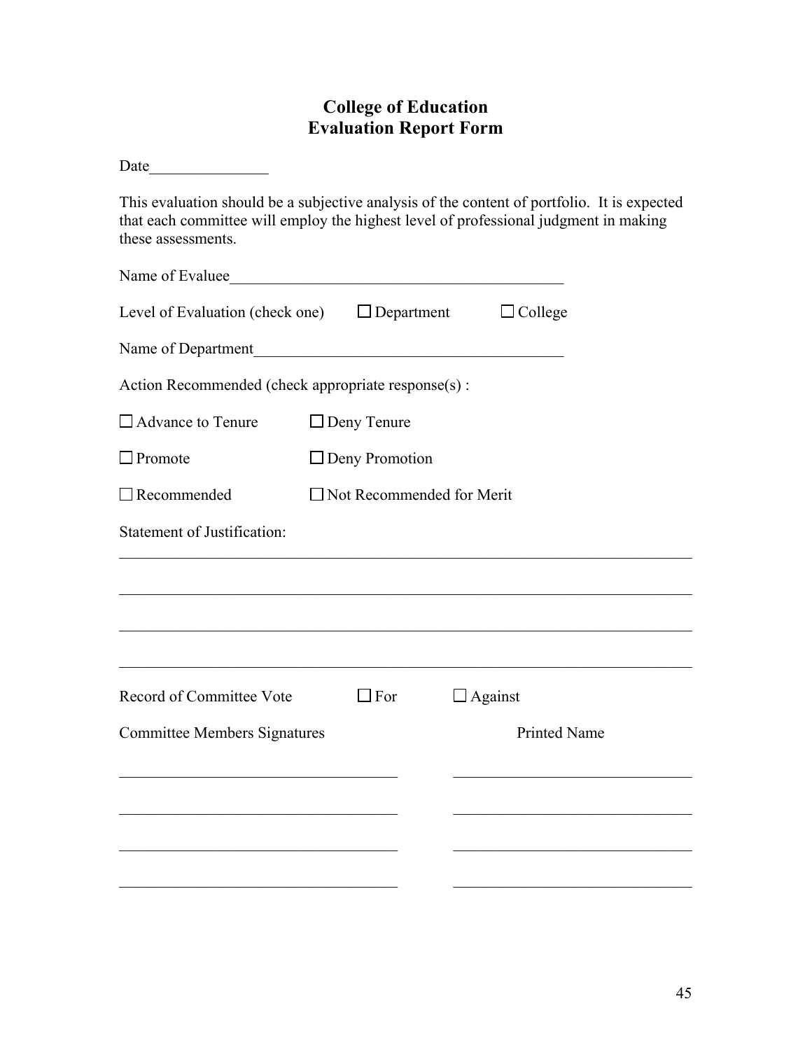# College of Education
# Evaluation Report Form

Date_______________

This evaluation should be a subjective analysis of the content of portfolio. It is expected that each committee will employ the highest level of professional judgment in making these assessments.

Name of Evaluee____________________________________________

Level of Evaluation (check one) ☐ Department ☐ College

Name of Department________________________________________

Action Recommended (check appropriate response(s) :

☐ Advance to Tenure ☐ Deny Tenure

☐ Promote ☐ Deny Promotion

☐ Recommended ☐ Not Recommended for Merit

Statement of Justification:

___________________________________________________________________________

___________________________________________________________________________

___________________________________________________________________________

___________________________________________________________________________

Record of Committee Vote ☐ For ☐ Against

| Committee Members Signatures | Printed Name |
| --- | --- |
| ____________________________________ | ______________________________ |
| ____________________________________ | ______________________________ |
| ____________________________________ | ______________________________ |
| ____________________________________ | ______________________________ |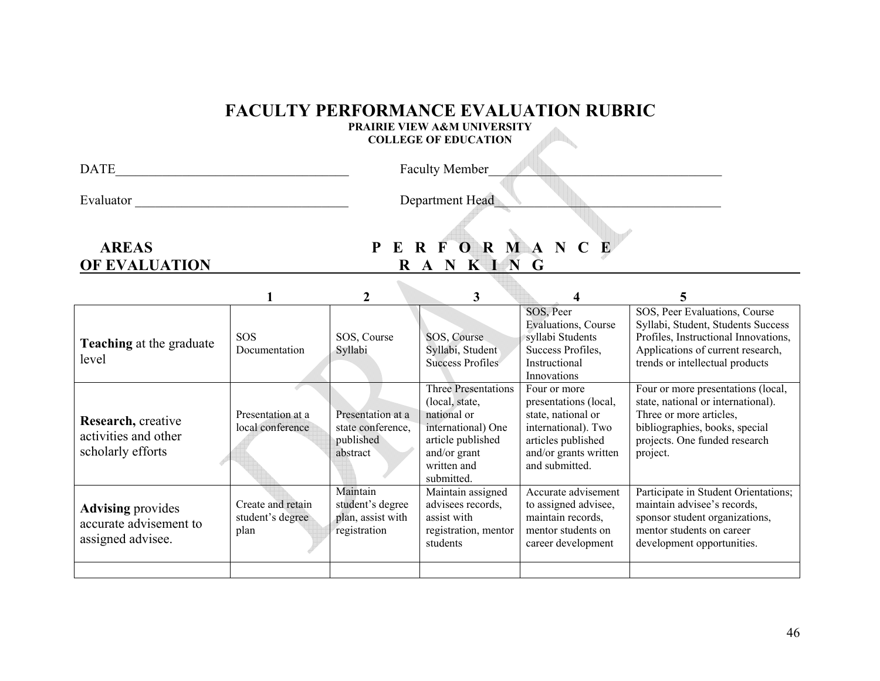# FACULTY PERFORMANCE EVALUATION RUBRIC

**PRAIRIE VIEW A&M UNIVERSITY**
**COLLEGE OF EDUCATION**

DATE___________________________________ Faculty Member___________________________________

Evaluator _________________________________ Department Head__________________________________

**AREAS OF EVALUATION** **PERFORMANCE RANKING**

| | 1 | 2 | 3 | 4 | 5 |
|---|---|---|---|---|---|
| **Teaching** at the graduate level | SOS Documentation | SOS, Course Syllabi | SOS, Course Syllabi, Student Success Profiles | SOS, Peer Evaluations, Course syllabi Students Success Profiles, Instructional Innovations | SOS, Peer Evaluations, Course Syllabi, Student, Students Success Profiles, Instructional Innovations, Applications of current research, trends or intellectual products |
| **Research,** creative activities and other scholarly efforts | Presentation at a local conference | Presentation at a state conference, published abstract | Three Presentations (local, state, national or international) One article published and/or grant written and submitted. | Four or more presentations (local, state, national or international). Two articles published and/or grants written and submitted. | Four or more presentations (local, state, national or international). Three or more articles, bibliographies, books, special projects. One funded research project. |
| **Advising** provides accurate advisement to assigned advisee. | Create and retain student's degree plan | Maintain student's degree plan, assist with registration | Maintain assigned advisees records, assist with registration, mentor students | Accurate advisement to assigned advisee, maintain records, mentor students on career development | Participate in Student Orientations; maintain advisee's records, sponsor student organizations, mentor students on career development opportunities. |
| | | | | | |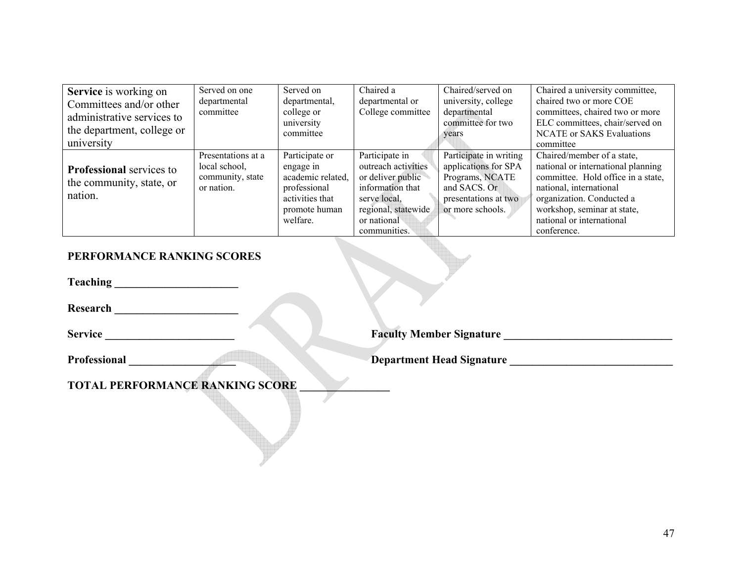| **Service** is working on Committees and/or other administrative services to the department, college or university | Served on one departmental committee | Served on departmental, college or university committee | Chaired a departmental or College committee | Chaired/served on university, college departmental committee for two years | Chaired a university committee, chaired two or more COE committees, chaired two or more ELC committees, chair/served on NCATE or SAKS Evaluations committee |
|---|---|---|---|---|---|
| **Professional** services to the community, state, or nation. | Presentations at a local school, community, state or nation. | Participate or engage in academic related, professional activities that promote human welfare. | Participate in outreach activities or deliver public information that serve local, regional, statewide or national communities. | Participate in writing applications for SPA Programs, NCATE and SACS. Or presentations at two or more schools. | Chaired/member of a state, national or international planning committee. Hold office in a state, national, international organization. Conducted a workshop, seminar at state, national or international conference. |

**PERFORMANCE RANKING SCORES**

**Teaching ______________________**

**Research ______________________**

**Service _______________________** **Faculty Member Signature ______________________________**

**Professional ___________________** **Department Head Signature _____________________________**

**TOTAL PERFORMANCE RANKING SCORE _______________**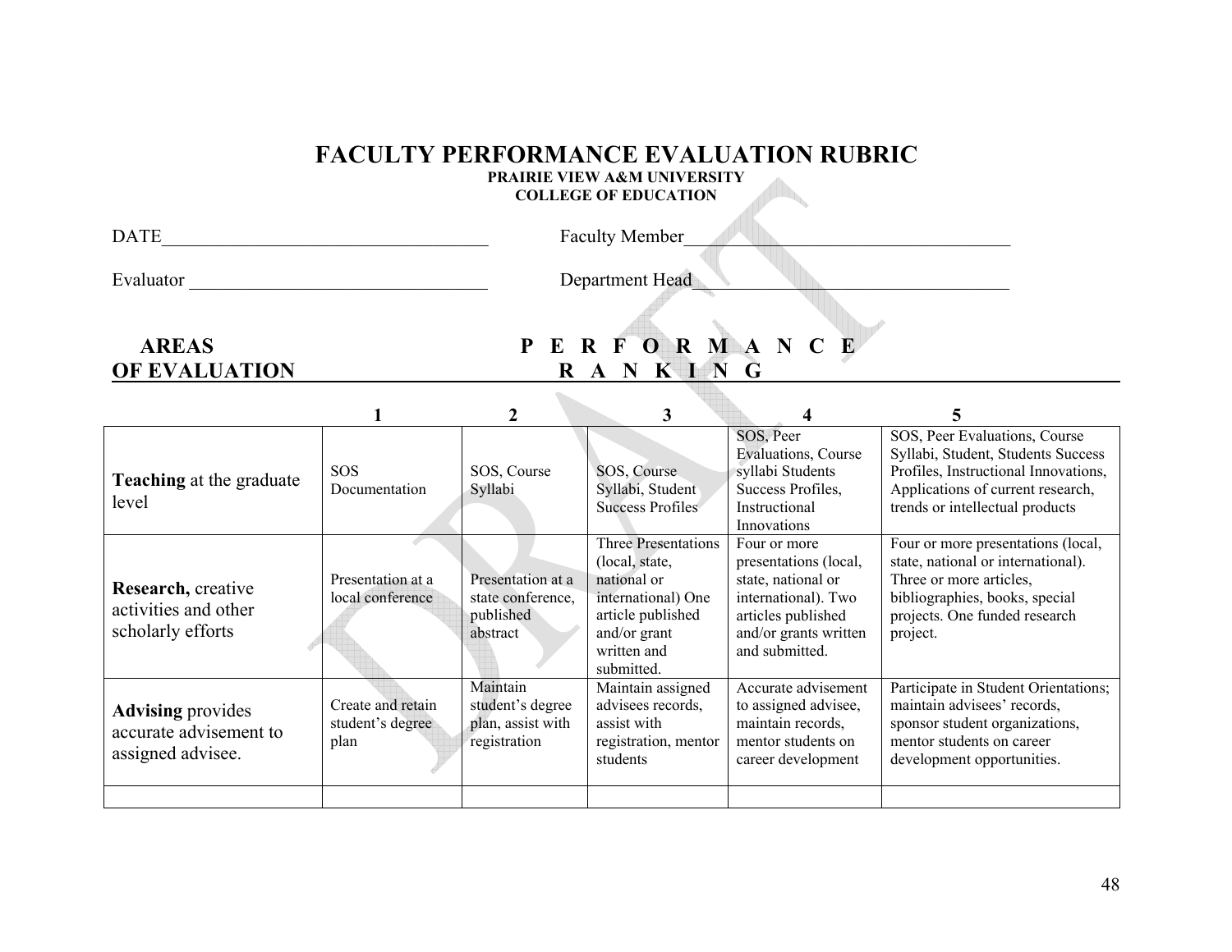# FACULTY PERFORMANCE EVALUATION RUBRIC

**PRAIRIE VIEW A&M UNIVERSITY**
**COLLEGE OF EDUCATION**

DATE___________________________________ Faculty Member___________________________________

Evaluator _______________________________ Department Head_________________________________

**AREAS OF EVALUATION** **PERFORMANCE RANKING**

| | 1 | 2 | 3 | 4 | 5 |
|---|---|---|---|---|---|
| **Teaching** at the graduate level | SOS Documentation | SOS, Course Syllabi | SOS, Course Syllabi, Student Success Profiles | SOS, Peer Evaluations, Course syllabi Students Success Profiles, Instructional Innovations | SOS, Peer Evaluations, Course Syllabi, Student, Students Success Profiles, Instructional Innovations, Applications of current research, trends or intellectual products |
| **Research,** creative activities and other scholarly efforts | Presentation at a local conference | Presentation at a state conference, published abstract | Three Presentations (local, state, national or international) One article published and/or grant written and submitted. | Four or more presentations (local, state, national or international). Two articles published and/or grants written and submitted. | Four or more presentations (local, state, national or international). Three or more articles, bibliographies, books, special projects. One funded research project. |
| **Advising** provides accurate advisement to assigned advisee. | Create and retain student's degree plan | Maintain student's degree plan, assist with registration | Maintain assigned advisees records, assist with registration, mentor students | Accurate advisement to assigned advisee, maintain records, mentor students on career development | Participate in Student Orientations; maintain advisees' records, sponsor student organizations, mentor students on career development opportunities. |
| | | | | | |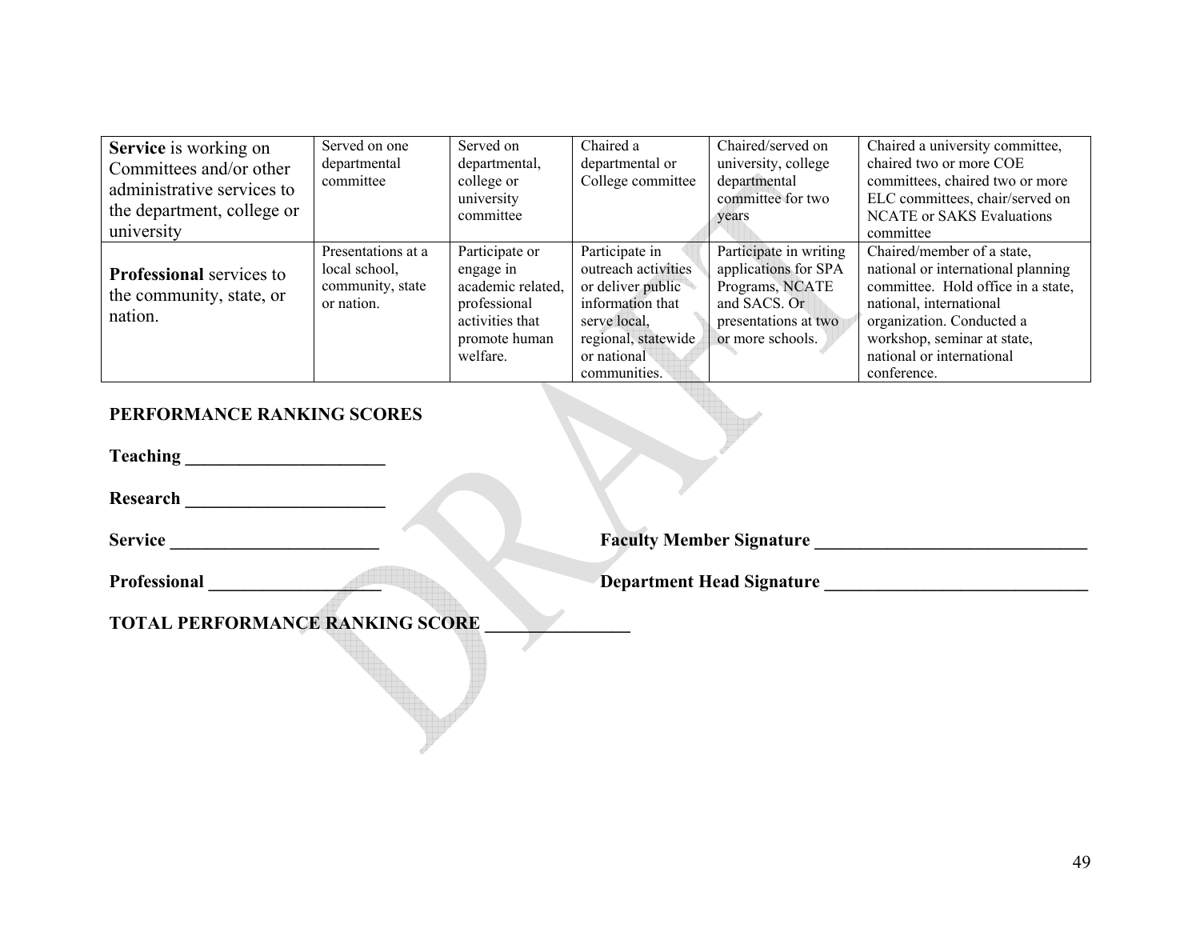| | | | | | |
|---|---|---|---|---|---|
| **Service** is working on Committees and/or other administrative services to the department, college or university | Served on one departmental committee | Served on departmental, college or university committee | Chaired a departmental or College committee | Chaired/served on university, college departmental committee for two years | Chaired a university committee, chaired two or more COE committees, chaired two or more ELC committees, chair/served on NCATE or SAKS Evaluations committee |
| **Professional** services to the community, state, or nation. | Presentations at a local school, community, state or nation. | Participate or engage in academic related, professional activities that promote human welfare. | Participate in outreach activities or deliver public information that serve local, regional, statewide or national communities. | Participate in writing applications for SPA Programs, NCATE and SACS. Or presentations at two or more schools. | Chaired/member of a state, national or international planning committee. Hold office in a state, national, international organization. Conducted a workshop, seminar at state, national or international conference. |

**PERFORMANCE RANKING SCORES**

**Teaching ______________________**

**Research ______________________**

**Service _______________________**

**Professional ___________________**

**Faculty Member Signature _______________________________**

**Department Head Signature ______________________________**

**TOTAL PERFORMANCE RANKING SCORE ________________**